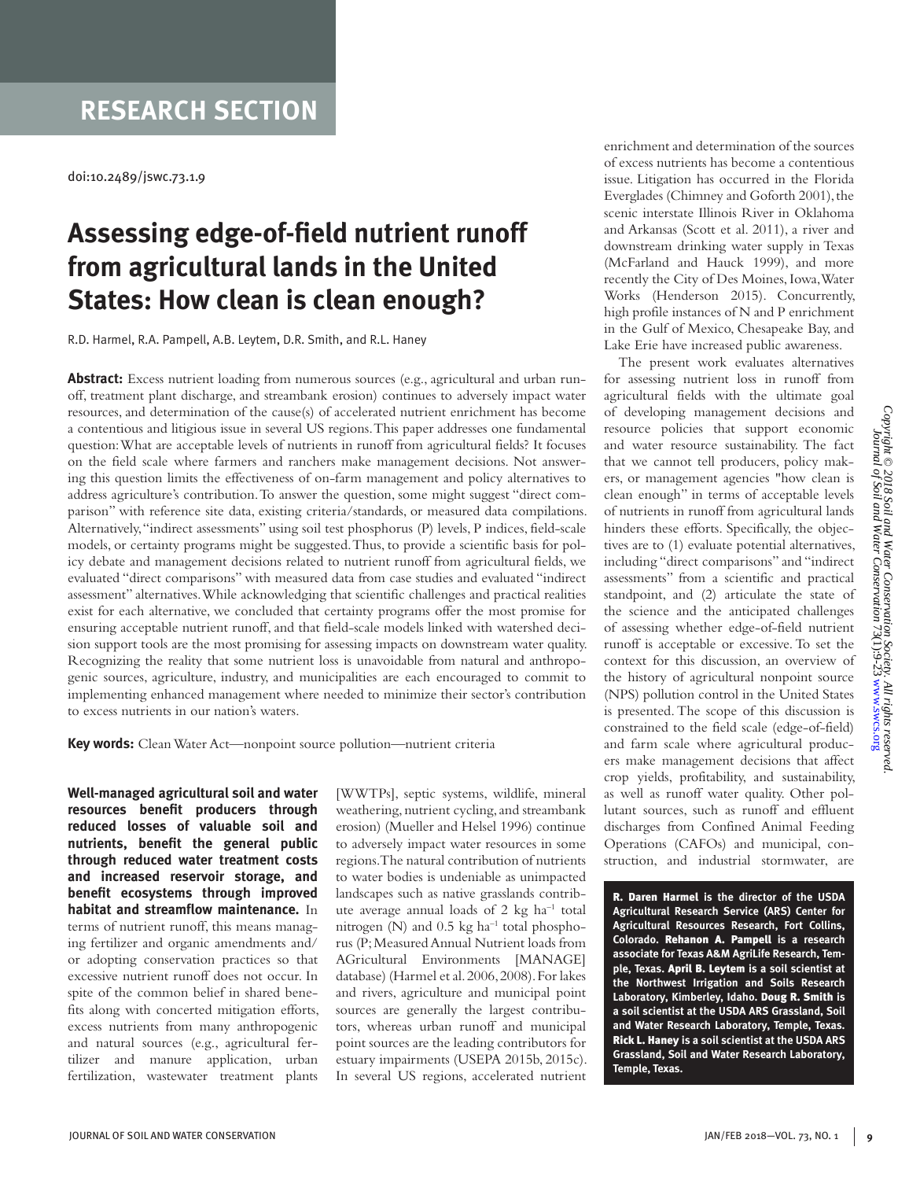RESEARCH SECTION

doi:10.2489/jswc.73.1.9

# Assessing edge-of-field nutrient runoff from agricultural lands in the United States: How clean is clean enough?

R.D. Harmel, R.A. Pampell, A.B. Leytem, D.R. Smith, and R.L. Haney

**Abstract:** Excess nutrient loading from numerous sources (e.g., agricultural and urban runoff, treatment plant discharge, and streambank erosion) continues to adversely impact water resources, and determination of the cause(s) of accelerated nutrient enrichment has become a contentious and litigious issue in several US regions. This paper addresses one fundamental question: What are acceptable levels of nutrients in runoff from agricultural fields? It focuses on the field scale where farmers and ranchers make management decisions. Not answering this question limits the effectiveness of on-farm management and policy alternatives to address agriculture's contribution. To answer the question, some might suggest "direct comparison" with reference site data, existing criteria/standards, or measured data compilations. Alternatively, "indirect assessments" using soil test phosphorus (P) levels, P indices, field-scale models, or certainty programs might be suggested. Thus, to provide a scientific basis for policy debate and management decisions related to nutrient runoff from agricultural fields, we evaluated "direct comparisons" with measured data from case studies and evaluated "indirect assessment" alternatives. While acknowledging that scientific challenges and practical realities exist for each alternative, we concluded that certainty programs offer the most promise for ensuring acceptable nutrient runoff, and that field-scale models linked with watershed decision support tools are the most promising for assessing impacts on downstream water quality. Recognizing the reality that some nutrient loss is unavoidable from natural and anthropogenic sources, agriculture, industry, and municipalities are each encouraged to commit to implementing enhanced management where needed to minimize their sector's contribution to excess nutrients in our nation's waters.

**Key words:** Clean Water Act—nonpoint source pollution—nutrient criteria

**Well-managed agricultural soil and water resources benefit producers through reduced losses of valuable soil and nutrients, benefit the general public through reduced water treatment costs and increased reservoir storage, and benefit ecosystems through improved habitat and streamflow maintenance.** In terms of nutrient runoff, this means managing fertilizer and organic amendments and/or adopting conservation practices so that excessive nutrient runoff does not occur. In spite of the common belief in shared benefits along with concerted mitigation efforts, excess nutrients from many anthropogenic and natural sources (e.g., agricultural fertilizer and manure application, urban fertilization, wastewater treatment plants [WWTPs], septic systems, wildlife, mineral weathering, nutrient cycling, and streambank erosion) (Mueller and Helsel 1996) continue to adversely impact water resources in some regions. The natural contribution of nutrients to water bodies is undeniable as unimpacted landscapes such as native grasslands contribute average annual loads of 2 kg ha$^{-1}$ total nitrogen (N) and 0.5 kg ha$^{-1}$ total phosphorus (P; Measured Annual Nutrient loads from AGricultural Environments [MANAGE] database) (Harmel et al. 2006, 2008). For lakes and rivers, agriculture and municipal point sources are generally the largest contributors, whereas urban runoff and municipal point sources are the leading contributors for estuary impairments (USEPA 2015b, 2015c). In several US regions, accelerated nutrient enrichment and determination of the sources of excess nutrients has become a contentious issue. Litigation has occurred in the Florida Everglades (Chimney and Goforth 2001), the scenic interstate Illinois River in Oklahoma and Arkansas (Scott et al. 2011), a river and downstream drinking water supply in Texas (McFarland and Hauck 1999), and more recently the City of Des Moines, Iowa, Water Works (Henderson 2015). Concurrently, high profile instances of N and P enrichment in the Gulf of Mexico, Chesapeake Bay, and Lake Erie have increased public awareness.

The present work evaluates alternatives for assessing nutrient loss in runoff from agricultural fields with the ultimate goal of developing management decisions and resource policies that support economic and water resource sustainability. The fact that we cannot tell producers, policy makers, or management agencies "how clean is clean enough" in terms of acceptable levels of nutrients in runoff from agricultural lands hinders these efforts. Specifically, the objectives are to (1) evaluate potential alternatives, including "direct comparisons" and "indirect assessments" from a scientific and practical standpoint, and (2) articulate the state of the science and the anticipated challenges of assessing whether edge-of-field nutrient runoff is acceptable or excessive. To set the context for this discussion, an overview of the history of agricultural nonpoint source (NPS) pollution control in the United States is presented. The scope of this discussion is constrained to the field scale (edge-of-field) and farm scale where agricultural producers make management decisions that affect crop yields, profitability, and sustainability, as well as runoff water quality. Other pollutant sources, such as runoff and effluent discharges from Confined Animal Feeding Operations (CAFOs) and municipal, construction, and industrial stormwater, are

**R. Daren Harmel** is the director of the USDA Agricultural Research Service (ARS) Center for Agricultural Resources Research, Fort Collins, Colorado. **Rehanon A. Pampell** is a research associate for Texas A&M AgriLife Research, Temple, Texas. **April B. Leytem** is a soil scientist at the Northwest Irrigation and Soils Research Laboratory, Kimberley, Idaho. **Doug R. Smith** is a soil scientist at the USDA ARS Grassland, Soil and Water Research Laboratory, Temple, Texas. **Rick L. Haney** is a soil scientist at the USDA ARS Grassland, Soil and Water Research Laboratory, Temple, Texas.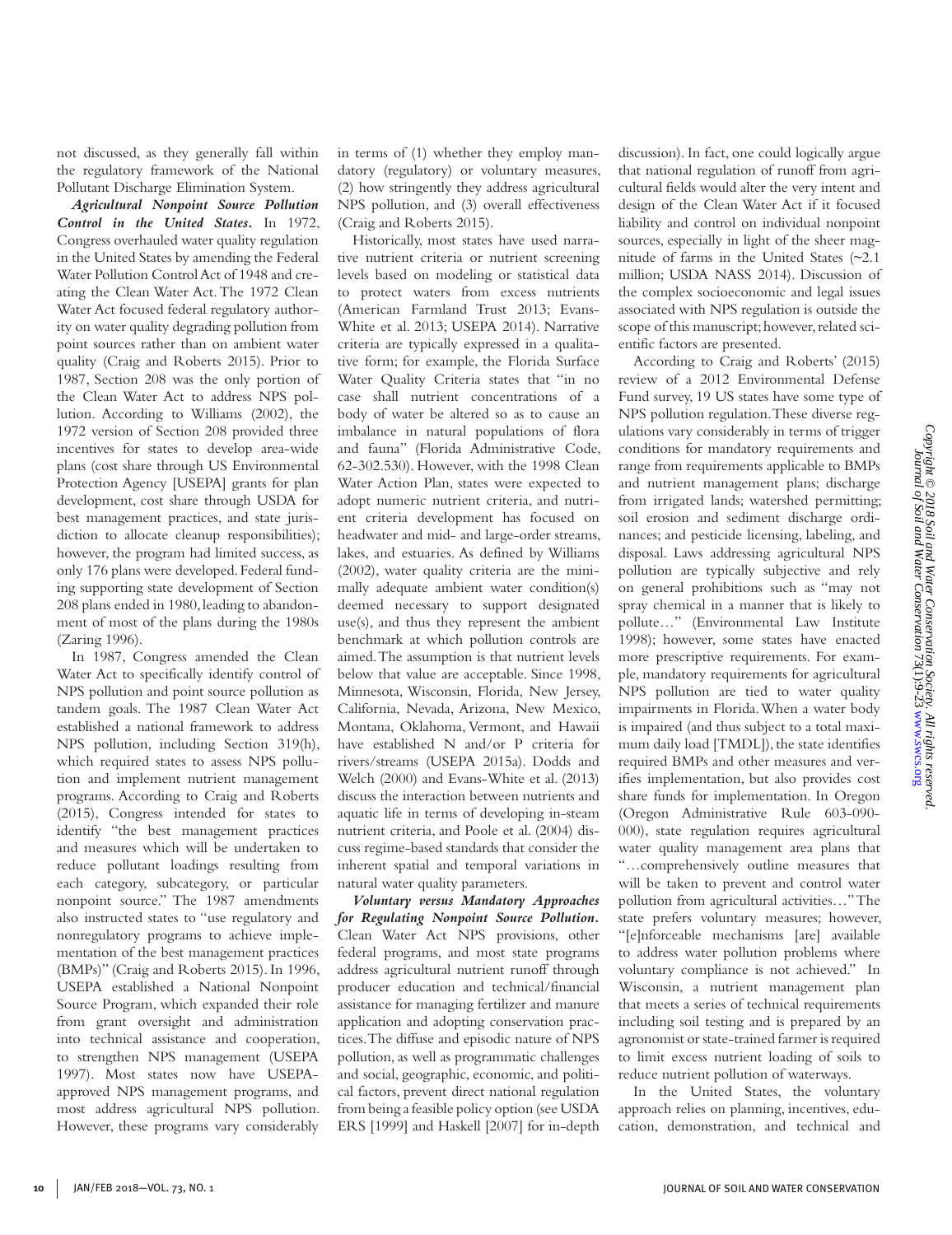not discussed, as they generally fall within the regulatory framework of the National Pollutant Discharge Elimination System.

***Agricultural Nonpoint Source Pollution Control in the United States.*** In 1972, Congress overhauled water quality regulation in the United States by amending the Federal Water Pollution Control Act of 1948 and creating the Clean Water Act. The 1972 Clean Water Act focused federal regulatory authority on water quality degrading pollution from point sources rather than on ambient water quality (Craig and Roberts 2015). Prior to 1987, Section 208 was the only portion of the Clean Water Act to address NPS pollution. According to Williams (2002), the 1972 version of Section 208 provided three incentives for states to develop area-wide plans (cost share through US Environmental Protection Agency [USEPA] grants for plan development, cost share through USDA for best management practices, and state jurisdiction to allocate cleanup responsibilities); however, the program had limited success, as only 176 plans were developed. Federal funding supporting state development of Section 208 plans ended in 1980, leading to abandonment of most of the plans during the 1980s (Zaring 1996).

In 1987, Congress amended the Clean Water Act to specifically identify control of NPS pollution and point source pollution as tandem goals. The 1987 Clean Water Act established a national framework to address NPS pollution, including Section 319(h), which required states to assess NPS pollution and implement nutrient management programs. According to Craig and Roberts (2015), Congress intended for states to identify "the best management practices and measures which will be undertaken to reduce pollutant loadings resulting from each category, subcategory, or particular nonpoint source." The 1987 amendments also instructed states to "use regulatory and nonregulatory programs to achieve implementation of the best management practices (BMPs)" (Craig and Roberts 2015). In 1996, USEPA established a National Nonpoint Source Program, which expanded their role from grant oversight and administration into technical assistance and cooperation, to strengthen NPS management (USEPA 1997). Most states now have USEPA-approved NPS management programs, and most address agricultural NPS pollution. However, these programs vary considerably in terms of (1) whether they employ mandatory (regulatory) or voluntary measures, (2) how stringently they address agricultural NPS pollution, and (3) overall effectiveness (Craig and Roberts 2015).

Historically, most states have used narrative nutrient criteria or nutrient screening levels based on modeling or statistical data to protect waters from excess nutrients (American Farmland Trust 2013; Evans-White et al. 2013; USEPA 2014). Narrative criteria are typically expressed in a qualitative form; for example, the Florida Surface Water Quality Criteria states that "in no case shall nutrient concentrations of a body of water be altered so as to cause an imbalance in natural populations of flora and fauna" (Florida Administrative Code, 62-302.530). However, with the 1998 Clean Water Action Plan, states were expected to adopt numeric nutrient criteria, and nutrient criteria development has focused on headwater and mid- and large-order streams, lakes, and estuaries. As defined by Williams (2002), water quality criteria are the minimally adequate ambient water condition(s) deemed necessary to support designated use(s), and thus they represent the ambient benchmark at which pollution controls are aimed. The assumption is that nutrient levels below that value are acceptable. Since 1998, Minnesota, Wisconsin, Florida, New Jersey, California, Nevada, Arizona, New Mexico, Montana, Oklahoma, Vermont, and Hawaii have established N and/or P criteria for rivers/streams (USEPA 2015a). Dodds and Welch (2000) and Evans-White et al. (2013) discuss the interaction between nutrients and aquatic life in terms of developing in-steam nutrient criteria, and Poole et al. (2004) discuss regime-based standards that consider the inherent spatial and temporal variations in natural water quality parameters.

***Voluntary versus Mandatory Approaches for Regulating Nonpoint Source Pollution.*** Clean Water Act NPS provisions, other federal programs, and most state programs address agricultural nutrient runoff through producer education and technical/financial assistance for managing fertilizer and manure application and adopting conservation practices. The diffuse and episodic nature of NPS pollution, as well as programmatic challenges and social, geographic, economic, and political factors, prevent direct national regulation from being a feasible policy option (see USDA ERS [1999] and Haskell [2007] for in-depth discussion). In fact, one could logically argue that national regulation of runoff from agricultural fields would alter the very intent and design of the Clean Water Act if it focused liability and control on individual nonpoint sources, especially in light of the sheer magnitude of farms in the United States (~2.1 million; USDA NASS 2014). Discussion of the complex socioeconomic and legal issues associated with NPS regulation is outside the scope of this manuscript; however, related scientific factors are presented.

According to Craig and Roberts' (2015) review of a 2012 Environmental Defense Fund survey, 19 US states have some type of NPS pollution regulation. These diverse regulations vary considerably in terms of trigger conditions for mandatory requirements and range from requirements applicable to BMPs and nutrient management plans; discharge from irrigated lands; watershed permitting; soil erosion and sediment discharge ordinances; and pesticide licensing, labeling, and disposal. Laws addressing agricultural NPS pollution are typically subjective and rely on general prohibitions such as "may not spray chemical in a manner that is likely to pollute…" (Environmental Law Institute 1998); however, some states have enacted more prescriptive requirements. For example, mandatory requirements for agricultural NPS pollution are tied to water quality impairments in Florida. When a water body is impaired (and thus subject to a total maximum daily load [TMDL]), the state identifies required BMPs and other measures and verifies implementation, but also provides cost share funds for implementation. In Oregon (Oregon Administrative Rule 603-090-000), state regulation requires agricultural water quality management area plans that "…comprehensively outline measures that will be taken to prevent and control water pollution from agricultural activities…" The state prefers voluntary measures; however, "[e]nforceable mechanisms [are] available to address water pollution problems where voluntary compliance is not achieved." In Wisconsin, a nutrient management plan that meets a series of technical requirements including soil testing and is prepared by an agronomist or state-trained farmer is required to limit excess nutrient loading of soils to reduce nutrient pollution of waterways.

In the United States, the voluntary approach relies on planning, incentives, education, demonstration, and technical and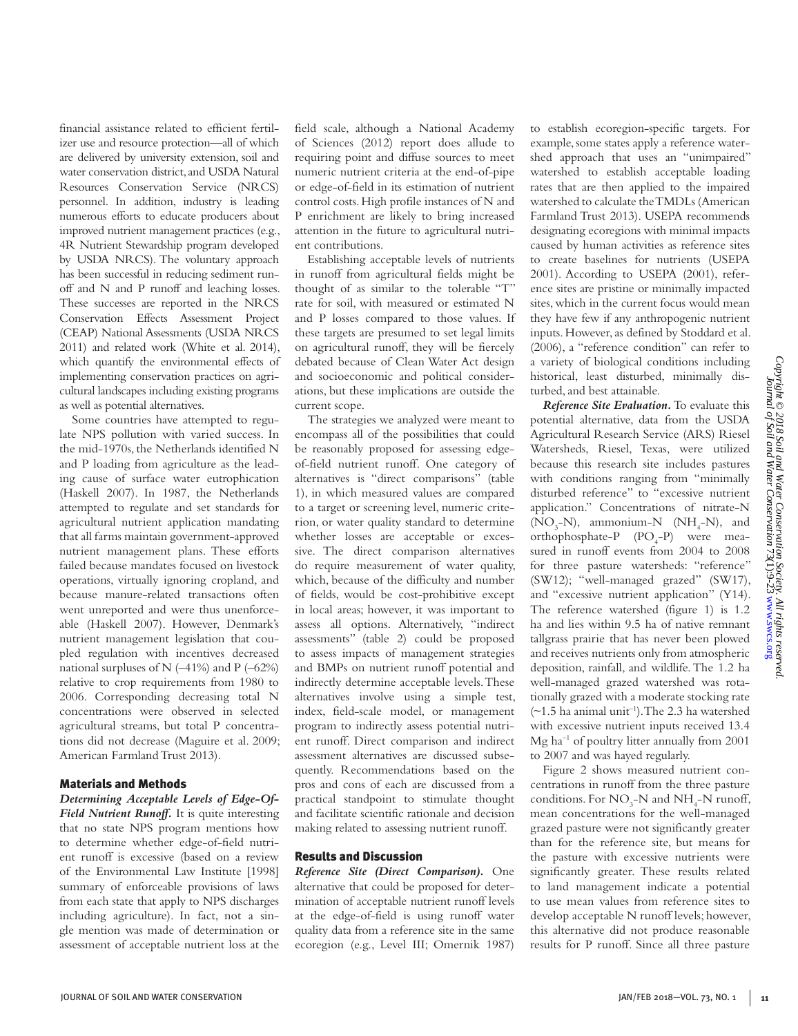financial assistance related to efficient fertilizer use and resource protection—all of which are delivered by university extension, soil and water conservation district, and USDA Natural Resources Conservation Service (NRCS) personnel. In addition, industry is leading numerous efforts to educate producers about improved nutrient management practices (e.g., 4R Nutrient Stewardship program developed by USDA NRCS). The voluntary approach has been successful in reducing sediment runoff and N and P runoff and leaching losses. These successes are reported in the NRCS Conservation Effects Assessment Project (CEAP) National Assessments (USDA NRCS 2011) and related work (White et al. 2014), which quantify the environmental effects of implementing conservation practices on agricultural landscapes including existing programs as well as potential alternatives.

Some countries have attempted to regulate NPS pollution with varied success. In the mid-1970s, the Netherlands identified N and P loading from agriculture as the leading cause of surface water eutrophication (Haskell 2007). In 1987, the Netherlands attempted to regulate and set standards for agricultural nutrient application mandating that all farms maintain government-approved nutrient management plans. These efforts failed because mandates focused on livestock operations, virtually ignoring cropland, and because manure-related transactions often went unreported and were thus unenforceable (Haskell 2007). However, Denmark's nutrient management legislation that coupled regulation with incentives decreased national surpluses of N (–41%) and P (–62%) relative to crop requirements from 1980 to 2006. Corresponding decreasing total N concentrations were observed in selected agricultural streams, but total P concentrations did not decrease (Maguire et al. 2009; American Farmland Trust 2013).

## Materials and Methods

***Determining Acceptable Levels of Edge-Of-Field Nutrient Runoff.*** It is quite interesting that no state NPS program mentions how to determine whether edge-of-field nutrient runoff is excessive (based on a review of the Environmental Law Institute [1998] summary of enforceable provisions of laws from each state that apply to NPS discharges including agriculture). In fact, not a single mention was made of determination or assessment of acceptable nutrient loss at the field scale, although a National Academy of Sciences (2012) report does allude to requiring point and diffuse sources to meet numeric nutrient criteria at the end-of-pipe or edge-of-field in its estimation of nutrient control costs. High profile instances of N and P enrichment are likely to bring increased attention in the future to agricultural nutrient contributions.

Establishing acceptable levels of nutrients in runoff from agricultural fields might be thought of as similar to the tolerable "T" rate for soil, with measured or estimated N and P losses compared to those values. If these targets are presumed to set legal limits on agricultural runoff, they will be fiercely debated because of Clean Water Act design and socioeconomic and political considerations, but these implications are outside the current scope.

The strategies we analyzed were meant to encompass all of the possibilities that could be reasonably proposed for assessing edge-of-field nutrient runoff. One category of alternatives is "direct comparisons" (table 1), in which measured values are compared to a target or screening level, numeric criterion, or water quality standard to determine whether losses are acceptable or excessive. The direct comparison alternatives do require measurement of water quality, which, because of the difficulty and number of fields, would be cost-prohibitive except in local areas; however, it was important to assess all options. Alternatively, "indirect assessments" (table 2) could be proposed to assess impacts of management strategies and BMPs on nutrient runoff potential and indirectly determine acceptable levels. These alternatives involve using a simple test, index, field-scale model, or management program to indirectly assess potential nutrient runoff. Direct comparison and indirect assessment alternatives are discussed subsequently. Recommendations based on the pros and cons of each are discussed from a practical standpoint to stimulate thought and facilitate scientific rationale and decision making related to assessing nutrient runoff.

## Results and Discussion

***Reference Site (Direct Comparison).*** One alternative that could be proposed for determination of acceptable nutrient runoff levels at the edge-of-field is using runoff water quality data from a reference site in the same ecoregion (e.g., Level III; Omernik 1987) to establish ecoregion-specific targets. For example, some states apply a reference watershed approach that uses an "unimpaired" watershed to establish acceptable loading rates that are then applied to the impaired watershed to calculate the TMDLs (American Farmland Trust 2013). USEPA recommends designating ecoregions with minimal impacts caused by human activities as reference sites to create baselines for nutrients (USEPA 2001). According to USEPA (2001), reference sites are pristine or minimally impacted sites, which in the current focus would mean they have few if any anthropogenic nutrient inputs. However, as defined by Stoddard et al. (2006), a "reference condition" can refer to a variety of biological conditions including historical, least disturbed, minimally disturbed, and best attainable.

***Reference Site Evaluation.*** To evaluate this potential alternative, data from the USDA Agricultural Research Service (ARS) Riesel Watersheds, Riesel, Texas, were utilized because this research site includes pastures with conditions ranging from "minimally disturbed reference" to "excessive nutrient application." Concentrations of nitrate-N ($NO_3$-N), ammonium-N ($NH_4$-N), and orthophosphate-P ($PO_4$-P) were measured in runoff events from 2004 to 2008 for three pasture watersheds: "reference" (SW12); "well-managed grazed" (SW17), and "excessive nutrient application" (Y14). The reference watershed (figure 1) is 1.2 ha and lies within 9.5 ha of native remnant tallgrass prairie that has never been plowed and receives nutrients only from atmospheric deposition, rainfall, and wildlife. The 1.2 ha well-managed grazed watershed was rotationally grazed with a moderate stocking rate (~1.5 ha animal unit$^{-1}$). The 2.3 ha watershed with excessive nutrient inputs received 13.4 Mg ha$^{-1}$ of poultry litter annually from 2001 to 2007 and was hayed regularly.

Figure 2 shows measured nutrient concentrations in runoff from the three pasture conditions. For $NO_3$-N and $NH_4$-N runoff, mean concentrations for the well-managed grazed pasture were not significantly greater than for the reference site, but means for the pasture with excessive nutrients were significantly greater. These results related to land management indicate a potential to use mean values from reference sites to develop acceptable N runoff levels; however, this alternative did not produce reasonable results for P runoff. Since all three pasture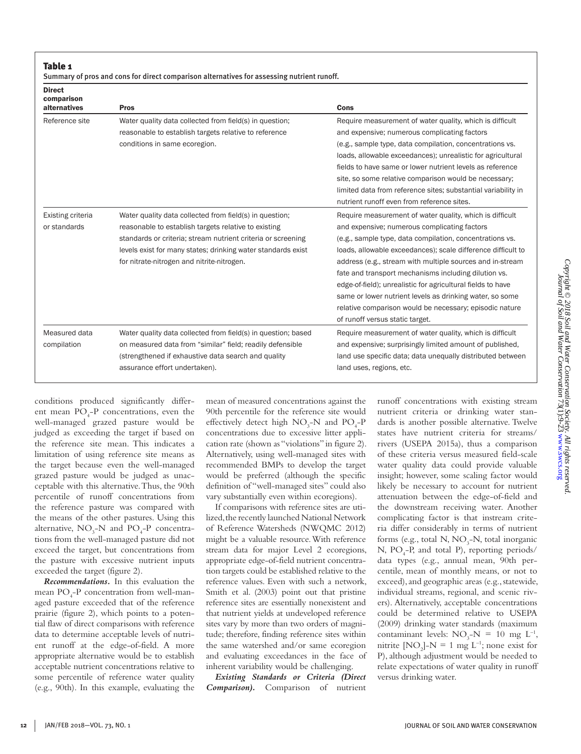**Table 1**

Summary of pros and cons for direct comparison alternatives for assessing nutrient runoff.

| Direct comparison alternatives | Pros | Cons |
|---|---|---|
| Reference site | Water quality data collected from field(s) in question; reasonable to establish targets relative to reference conditions in same ecoregion. | Require measurement of water quality, which is difficult and expensive; numerous complicating factors (e.g., sample type, data compilation, concentrations vs. loads, allowable exceedances); unrealistic for agricultural fields to have same or lower nutrient levels as reference site, so some relative comparison would be necessary; limited data from reference sites; substantial variability in nutrient runoff even from reference sites. |
| Existing criteria or standards | Water quality data collected from field(s) in question; reasonable to establish targets relative to existing standards or criteria; stream nutrient criteria or screening levels exist for many states; drinking water standards exist for nitrate-nitrogen and nitrite-nitrogen. | Require measurement of water quality, which is difficult and expensive; numerous complicating factors (e.g., sample type, data compilation, concentrations vs. loads, allowable exceedances); scale difference difficult to address (e.g., stream with multiple sources and in-stream fate and transport mechanisms including dilution vs. edge-of-field); unrealistic for agricultural fields to have same or lower nutrient levels as drinking water, so some relative comparison would be necessary; episodic nature of runoff versus static target. |
| Measured data compilation | Water quality data collected from field(s) in question; based on measured data from "similar" field; readily defensible (strengthened if exhaustive data search and quality assurance effort undertaken). | Require measurement of water quality, which is difficult and expensive; surprisingly limited amount of published, land use specific data; data unequally distributed between land uses, regions, etc. |

conditions produced significantly different mean $PO_4$-P concentrations, even the well-managed grazed pasture would be judged as exceeding the target if based on the reference site mean. This indicates a limitation of using reference site means as the target because even the well-managed grazed pasture would be judged as unacceptable with this alternative. Thus, the 90th percentile of runoff concentrations from the reference pasture was compared with the means of the other pastures. Using this alternative, $NO_3$-N and $PO_4$-P concentrations from the well-managed pasture did not exceed the target, but concentrations from the pasture with excessive nutrient inputs exceeded the target (figure 2).

***Recommendations.*** In this evaluation the mean $PO_4$-P concentration from well-managed pasture exceeded that of the reference prairie (figure 2), which points to a potential flaw of direct comparisons with reference data to determine acceptable levels of nutrient runoff at the edge-of-field. A more appropriate alternative would be to establish acceptable nutrient concentrations relative to some percentile of reference water quality (e.g., 90th). In this example, evaluating the mean of measured concentrations against the 90th percentile for the reference site would effectively detect high $NO_3$-N and $PO_4$-P concentrations due to excessive litter application rate (shown as "violations" in figure 2). Alternatively, using well-managed sites with recommended BMPs to develop the target would be preferred (although the specific definition of "well-managed sites" could also vary substantially even within ecoregions).

If comparisons with reference sites are utilized, the recently launched National Network of Reference Watersheds (NWQMC 2012) might be a valuable resource. With reference stream data for major Level 2 ecoregions, appropriate edge-of-field nutrient concentration targets could be established relative to the reference values. Even with such a network, Smith et al. (2003) point out that pristine reference sites are essentially nonexistent and that nutrient yields at undeveloped reference sites vary by more than two orders of magnitude; therefore, finding reference sites within the same watershed and/or same ecoregion and evaluating exceedances in the face of inherent variability would be challenging.

***Existing Standards or Criteria (Direct Comparison).*** Comparison of nutrient runoff concentrations with existing stream nutrient criteria or drinking water standards is another possible alternative. Twelve states have nutrient criteria for streams/rivers (USEPA 2015a), thus a comparison of these criteria versus measured field-scale water quality data could provide valuable insight; however, some scaling factor would likely be necessary to account for nutrient attenuation between the edge-of-field and the downstream receiving water. Another complicating factor is that instream criteria differ considerably in terms of nutrient forms (e.g., total N, $NO_3$-N, total inorganic N, $PO_4$-P, and total P), reporting periods/data types (e.g., annual mean, 90th percentile, mean of monthly means, or not to exceed), and geographic areas (e.g., statewide, individual streams, regional, and scenic rivers). Alternatively, acceptable concentrations could be determined relative to USEPA (2009) drinking water standards (maximum contaminant levels: $NO_3$-N = 10 mg $L^{-1}$, nitrite $[NO_2]$-N = 1 mg $L^{-1}$; none exist for P), although adjustment would be needed to relate expectations of water quality in runoff versus drinking water.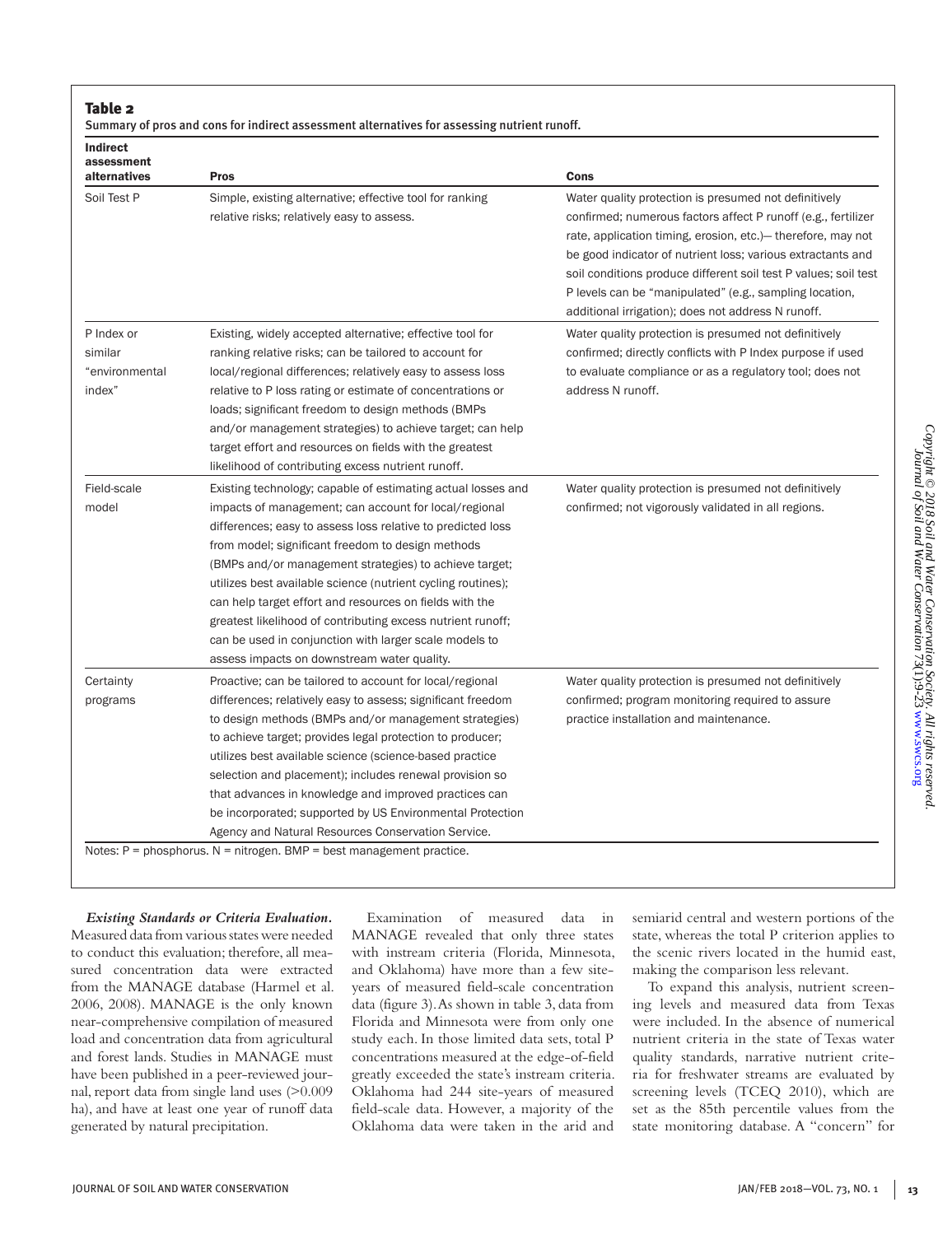**Table 2**

Summary of pros and cons for indirect assessment alternatives for assessing nutrient runoff.

| Indirect assessment alternatives | Pros | Cons |
|---|---|---|
| Soil Test P | Simple, existing alternative; effective tool for ranking relative risks; relatively easy to assess. | Water quality protection is presumed not definitively confirmed; numerous factors affect P runoff (e.g., fertilizer rate, application timing, erosion, etc.)– therefore, may not be good indicator of nutrient loss; various extractants and soil conditions produce different soil test P values; soil test P levels can be "manipulated" (e.g., sampling location, additional irrigation); does not address N runoff. |
| P Index or similar "environmental index" | Existing, widely accepted alternative; effective tool for ranking relative risks; can be tailored to account for local/regional differences; relatively easy to assess loss relative to P loss rating or estimate of concentrations or loads; significant freedom to design methods (BMPs and/or management strategies) to achieve target; can help target effort and resources on fields with the greatest likelihood of contributing excess nutrient runoff. | Water quality protection is presumed not definitively confirmed; directly conflicts with P Index purpose if used to evaluate compliance or as a regulatory tool; does not address N runoff. |
| Field-scale model | Existing technology; capable of estimating actual losses and impacts of management; can account for local/regional differences; easy to assess loss relative to predicted loss from model; significant freedom to design methods (BMPs and/or management strategies) to achieve target; utilizes best available science (nutrient cycling routines); can help target effort and resources on fields with the greatest likelihood of contributing excess nutrient runoff; can be used in conjunction with larger scale models to assess impacts on downstream water quality. | Water quality protection is presumed not definitively confirmed; not vigorously validated in all regions. |
| Certainty programs | Proactive; can be tailored to account for local/regional differences; relatively easy to assess; significant freedom to design methods (BMPs and/or management strategies) to achieve target; provides legal protection to producer; utilizes best available science (science-based practice selection and placement); includes renewal provision so that advances in knowledge and improved practices can be incorporated; supported by US Environmental Protection Agency and Natural Resources Conservation Service. | Water quality protection is presumed not definitively confirmed; program monitoring required to assure practice installation and maintenance. |

Notes: P = phosphorus. N = nitrogen. BMP = best management practice.

***Existing Standards or Criteria Evaluation.*** Measured data from various states were needed to conduct this evaluation; therefore, all measured concentration data were extracted from the MANAGE database (Harmel et al. 2006, 2008). MANAGE is the only known near-comprehensive compilation of measured load and concentration data from agricultural and forest lands. Studies in MANAGE must have been published in a peer-reviewed journal, report data from single land uses (>0.009 ha), and have at least one year of runoff data generated by natural precipitation.

Examination of measured data in MANAGE revealed that only three states with instream criteria (Florida, Minnesota, and Oklahoma) have more than a few site-years of measured field-scale concentration data (figure 3). As shown in table 3, data from Florida and Minnesota were from only one study each. In those limited data sets, total P concentrations measured at the edge-of-field greatly exceeded the state's instream criteria. Oklahoma had 244 site-years of measured field-scale data. However, a majority of the Oklahoma data were taken in the arid and semiarid central and western portions of the state, whereas the total P criterion applies to the scenic rivers located in the humid east, making the comparison less relevant.

To expand this analysis, nutrient screening levels and measured data from Texas were included. In the absence of numerical nutrient criteria in the state of Texas water quality standards, narrative nutrient criteria for freshwater streams are evaluated by screening levels (TCEQ 2010), which are set as the 85th percentile values from the state monitoring database. A "concern" for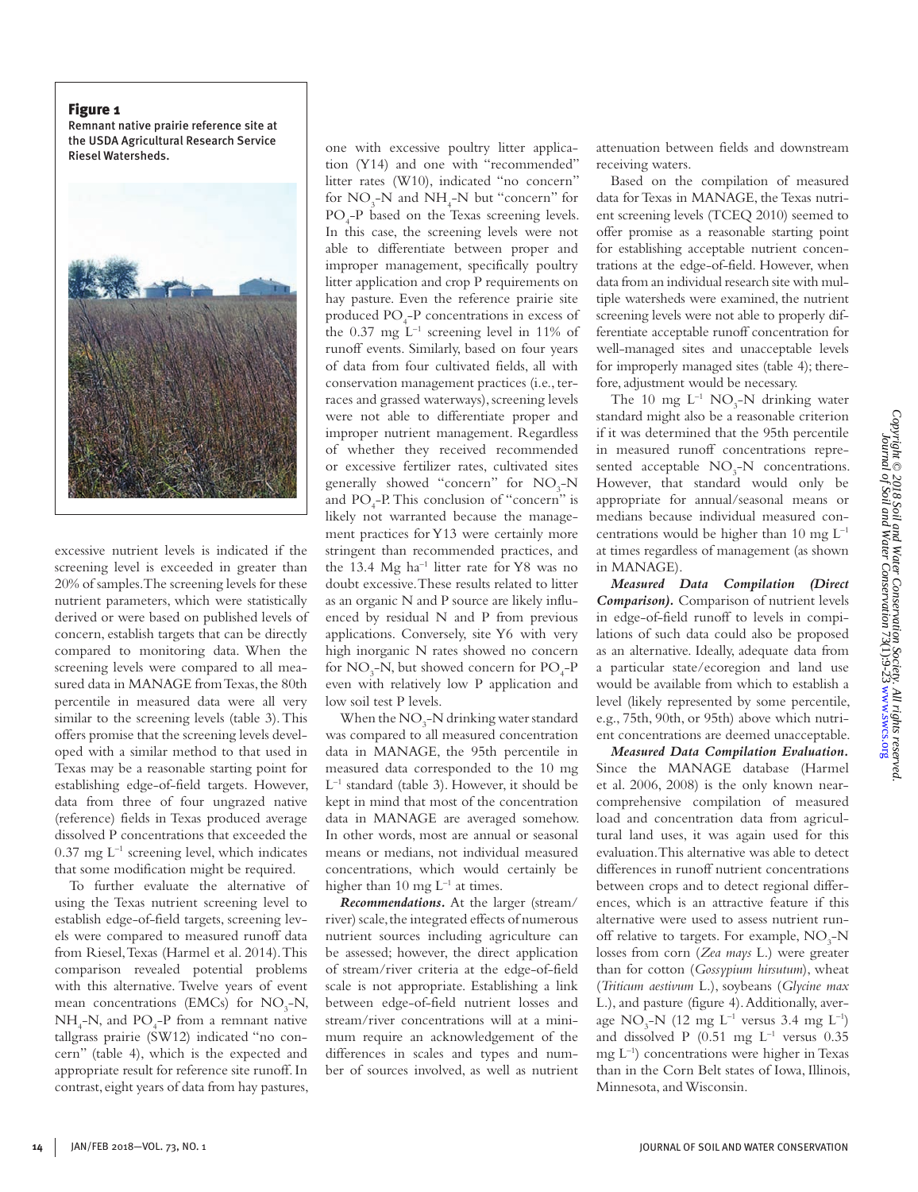**Figure 1**

Remnant native prairie reference site at the USDA Agricultural Research Service Riesel Watersheds.

excessive nutrient levels is indicated if the screening level is exceeded in greater than 20% of samples. The screening levels for these nutrient parameters, which were statistically derived or were based on published levels of concern, establish targets that can be directly compared to monitoring data. When the screening levels were compared to all measured data in MANAGE from Texas, the 80th percentile in measured data were all very similar to the screening levels (table 3). This offers promise that the screening levels developed with a similar method to that used in Texas may be a reasonable starting point for establishing edge-of-field targets. However, data from three of four ungrazed native (reference) fields in Texas produced average dissolved P concentrations that exceeded the 0.37 mg $L^{-1}$ screening level, which indicates that some modification might be required.

To further evaluate the alternative of using the Texas nutrient screening level to establish edge-of-field targets, screening levels were compared to measured runoff data from Riesel, Texas (Harmel et al. 2014). This comparison revealed potential problems with this alternative. Twelve years of event mean concentrations (EMCs) for $NO_3$-N, $NH_4$-N, and $PO_4$-P from a remnant native tallgrass prairie (SW12) indicated "no concern" (table 4), which is the expected and appropriate result for reference site runoff. In contrast, eight years of data from hay pastures, one with excessive poultry litter application (Y14) and one with "recommended" litter rates (W10), indicated "no concern" for $NO_3$-N and $NH_4$-N but "concern" for $PO_4$-P based on the Texas screening levels. In this case, the screening levels were not able to differentiate between proper and improper management, specifically poultry litter application and crop P requirements on hay pasture. Even the reference prairie site produced $PO_4$-P concentrations in excess of the 0.37 mg $L^{-1}$ screening level in 11% of runoff events. Similarly, based on four years of data from four cultivated fields, all with conservation management practices (i.e., terraces and grassed waterways), screening levels were not able to differentiate proper and improper nutrient management. Regardless of whether they received recommended or excessive fertilizer rates, cultivated sites generally showed "concern" for $NO_3$-N and $PO_4$-P. This conclusion of "concern" is likely not warranted because the management practices for Y13 were certainly more stringent than recommended practices, and the 13.4 Mg $ha^{-1}$ litter rate for Y8 was no doubt excessive. These results related to litter as an organic N and P source are likely influenced by residual N and P from previous applications. Conversely, site Y6 with very high inorganic N rates showed no concern for $NO_3$-N, but showed concern for $PO_4$-P even with relatively low P application and low soil test P levels.

When the $NO_3$-N drinking water standard was compared to all measured concentration data in MANAGE, the 95th percentile in measured data corresponded to the 10 mg $L^{-1}$ standard (table 3). However, it should be kept in mind that most of the concentration data in MANAGE are averaged somehow. In other words, most are annual or seasonal means or medians, not individual measured concentrations, which would certainly be higher than 10 mg $L^{-1}$ at times.

***Recommendations.*** At the larger (stream/river) scale, the integrated effects of numerous nutrient sources including agriculture can be assessed; however, the direct application of stream/river criteria at the edge-of-field scale is not appropriate. Establishing a link between edge-of-field nutrient losses and stream/river concentrations will at a minimum require an acknowledgement of the differences in scales and types and number of sources involved, as well as nutrient attenuation between fields and downstream receiving waters.

Based on the compilation of measured data for Texas in MANAGE, the Texas nutrient screening levels (TCEQ 2010) seemed to offer promise as a reasonable starting point for establishing acceptable nutrient concentrations at the edge-of-field. However, when data from an individual research site with multiple watersheds were examined, the nutrient screening levels were not able to properly differentiate acceptable runoff concentration for well-managed sites and unacceptable levels for improperly managed sites (table 4); therefore, adjustment would be necessary.

The 10 mg $L^{-1}$ $NO_3$-N drinking water standard might also be a reasonable criterion if it was determined that the 95th percentile in measured runoff concentrations represented acceptable $NO_3$-N concentrations. However, that standard would only be appropriate for annual/seasonal means or medians because individual measured concentrations would be higher than 10 mg $L^{-1}$ at times regardless of management (as shown in MANAGE).

***Measured Data Compilation (Direct Comparison).*** Comparison of nutrient levels in edge-of-field runoff to levels in compilations of such data could also be proposed as an alternative. Ideally, adequate data from a particular state/ecoregion and land use would be available from which to establish a level (likely represented by some percentile, e.g., 75th, 90th, or 95th) above which nutrient concentrations are deemed unacceptable.

***Measured Data Compilation Evaluation.*** Since the MANAGE database (Harmel et al. 2006, 2008) is the only known near-comprehensive compilation of measured load and concentration data from agricultural land uses, it was again used for this evaluation. This alternative was able to detect differences in runoff nutrient concentrations between crops and to detect regional differences, which is an attractive feature if this alternative were used to assess nutrient runoff relative to targets. For example, $NO_3$-N losses from corn (*Zea mays* L.) were greater than for cotton (*Gossypium hirsutum*), wheat (*Triticum aestivum* L.), soybeans (*Glycine max* L.), and pasture (figure 4). Additionally, average $NO_3$-N (12 mg $L^{-1}$ versus 3.4 mg $L^{-1}$) and dissolved P (0.51 mg $L^{-1}$ versus 0.35 mg $L^{-1}$) concentrations were higher in Texas than in the Corn Belt states of Iowa, Illinois, Minnesota, and Wisconsin.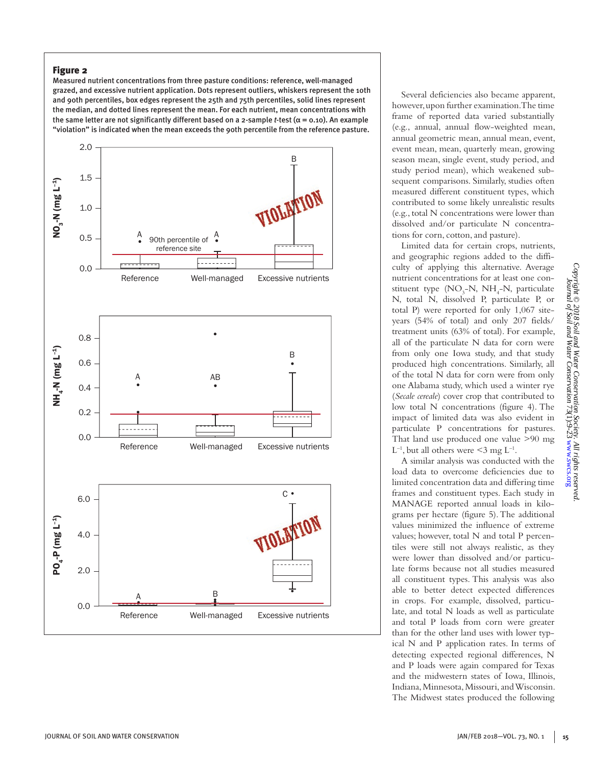**Figure 2**

Measured nutrient concentrations from three pasture conditions: reference, well-managed grazed, and excessive nutrient application. Dots represent outliers, whiskers represent the 10th and 90th percentiles, box edges represent the 25th and 75th percentiles, solid lines represent the median, and dotted lines represent the mean. For each nutrient, mean concentrations with the same letter are not significantly different based on a 2-sample *t*-test ($\alpha = 0.10$). An example "violation" is indicated when the mean exceeds the 90th percentile from the reference pasture.

Several deficiencies also became apparent, however, upon further examination. The time frame of reported data varied substantially (e.g., annual, annual flow-weighted mean, annual geometric mean, annual mean, event, event mean, mean, quarterly mean, growing season mean, single event, study period, and study period mean), which weakened subsequent comparisons. Similarly, studies often measured different constituent types, which contributed to some likely unrealistic results (e.g., total N concentrations were lower than dissolved and/or particulate N concentrations for corn, cotton, and pasture).

Limited data for certain crops, nutrients, and geographic regions added to the difficulty of applying this alternative. Average nutrient concentrations for at least one constituent type ($NO_3$-N, $NH_4$-N, particulate N, total N, dissolved P, particulate P, or total P) were reported for only 1,067 site-years (54% of total) and only 207 fields/treatment units (63% of total). For example, all of the particulate N data for corn were from only one Iowa study, and that study produced high concentrations. Similarly, all of the total N data for corn were from only one Alabama study, which used a winter rye (*Secale cereale*) cover crop that contributed to low total N concentrations (figure 4). The impact of limited data was also evident in particulate P concentrations for pastures. That land use produced one value >90 mg $L^{-1}$, but all others were <3 mg $L^{-1}$.

A similar analysis was conducted with the load data to overcome deficiencies due to limited concentration data and differing time frames and constituent types. Each study in MANAGE reported annual loads in kilograms per hectare (figure 5). The additional values minimized the influence of extreme values; however, total N and total P percentiles were still not always realistic, as they were lower than dissolved and/or particulate forms because not all studies measured all constituent types. This analysis was also able to better detect expected differences in crops. For example, dissolved, particulate, and total N loads as well as particulate and total P loads from corn were greater than for the other land uses with lower typical N and P application rates. In terms of detecting expected regional differences, N and P loads were again compared for Texas and the midwestern states of Iowa, Illinois, Indiana, Minnesota, Missouri, and Wisconsin. The Midwest states produced the following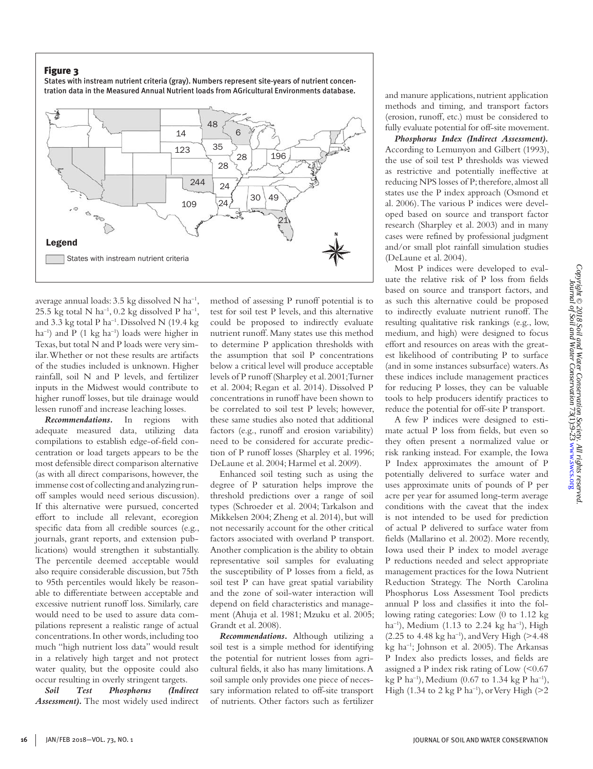**Figure 3**

States with instream nutrient criteria (gray). Numbers represent site-years of nutrient concentration data in the Measured Annual Nutrient loads from AGricultural Environments database.

average annual loads: 3.5 kg dissolved N $ha^{-1}$, 25.5 kg total N $ha^{-1}$, 0.2 kg dissolved P $ha^{-1}$, and 3.3 kg total P $ha^{-1}$. Dissolved N (19.4 kg $ha^{-1}$) and P (1 kg $ha^{-1}$) loads were higher in Texas, but total N and P loads were very similar. Whether or not these results are artifacts of the studies included is unknown. Higher rainfall, soil N and P levels, and fertilizer inputs in the Midwest would contribute to higher runoff losses, but tile drainage would lessen runoff and increase leaching losses.

***Recommendations.*** In regions with adequate measured data, utilizing data compilations to establish edge-of-field concentration or load targets appears to be the most defensible direct comparison alternative (as with all direct comparisons, however, the immense cost of collecting and analyzing runoff samples would need serious discussion). If this alternative were pursued, concerted effort to include all relevant, ecoregion specific data from all credible sources (e.g., journals, grant reports, and extension publications) would strengthen it substantially. The percentile deemed acceptable would also require considerable discussion, but 75th to 95th percentiles would likely be reasonable to differentiate between acceptable and excessive nutrient runoff loss. Similarly, care would need to be used to assure data compilations represent a realistic range of actual concentrations. In other words, including too much "high nutrient loss data" would result in a relatively high target and not protect water quality, but the opposite could also occur resulting in overly stringent targets.

***Soil Test Phosphorus (Indirect Assessment).*** The most widely used indirect method of assessing P runoff potential is to test for soil test P levels, and this alternative could be proposed to indirectly evaluate nutrient runoff. Many states use this method to determine P application thresholds with the assumption that soil P concentrations below a critical level will produce acceptable levels of P runoff (Sharpley et al. 2001; Turner et al. 2004; Regan et al. 2014). Dissolved P concentrations in runoff have been shown to be correlated to soil test P levels; however, these same studies also noted that additional factors (e.g., runoff and erosion variability) need to be considered for accurate prediction of P runoff losses (Sharpley et al. 1996; DeLaune et al. 2004; Harmel et al. 2009).

Enhanced soil testing such as using the degree of P saturation helps improve the threshold predictions over a range of soil types (Schroeder et al. 2004; Tarkalson and Mikkelsen 2004; Zheng et al. 2014), but will not necessarily account for the other critical factors associated with overland P transport. Another complication is the ability to obtain representative soil samples for evaluating the susceptibility of P losses from a field, as soil test P can have great spatial variability and the zone of soil-water interaction will depend on field characteristics and management (Ahuja et al. 1981; Mzuku et al. 2005; Grandt et al. 2008).

***Recommendations.*** Although utilizing a soil test is a simple method for identifying the potential for nutrient losses from agricultural fields, it also has many limitations. A soil sample only provides one piece of necessary information related to off-site transport of nutrients. Other factors such as fertilizer and manure applications, nutrient application methods and timing, and transport factors (erosion, runoff, etc.) must be considered to fully evaluate potential for off-site movement.

***Phosphorus Index (Indirect Assessment).*** According to Lemunyon and Gilbert (1993), the use of soil test P thresholds was viewed as restrictive and potentially ineffective at reducing NPS losses of P; therefore, almost all states use the P index approach (Osmond et al. 2006). The various P indices were developed based on source and transport factor research (Sharpley et al. 2003) and in many cases were refined by professional judgment and/or small plot rainfall simulation studies (DeLaune et al. 2004).

Most P indices were developed to evaluate the relative risk of P loss from fields based on source and transport factors, and as such this alternative could be proposed to indirectly evaluate nutrient runoff. The resulting qualitative risk rankings (e.g., low, medium, and high) were designed to focus effort and resources on areas with the greatest likelihood of contributing P to surface (and in some instances subsurface) waters. As these indices include management practices for reducing P losses, they can be valuable tools to help producers identify practices to reduce the potential for off-site P transport.

A few P indices were designed to estimate actual P loss from fields, but even so they often present a normalized value or risk ranking instead. For example, the Iowa P Index approximates the amount of P potentially delivered to surface water and uses approximate units of pounds of P per acre per year for assumed long-term average conditions with the caveat that the index is not intended to be used for prediction of actual P delivered to surface water from fields (Mallarino et al. 2002). More recently, Iowa used their P index to model average P reductions needed and select appropriate management practices for the Iowa Nutrient Reduction Strategy. The North Carolina Phosphorus Loss Assessment Tool predicts annual P loss and classifies it into the following rating categories: Low (0 to 1.12 kg $ha^{-1}$), Medium (1.13 to 2.24 kg $ha^{-1}$), High (2.25 to 4.48 kg $ha^{-1}$), and Very High (>4.48 kg $ha^{-1}$; Johnson et al. 2005). The Arkansas P Index also predicts losses, and fields are assigned a P index risk rating of Low (<0.67 kg P $ha^{-1}$), Medium (0.67 to 1.34 kg P $ha^{-1}$), High (1.34 to 2 kg P $ha^{-1}$), or Very High (>2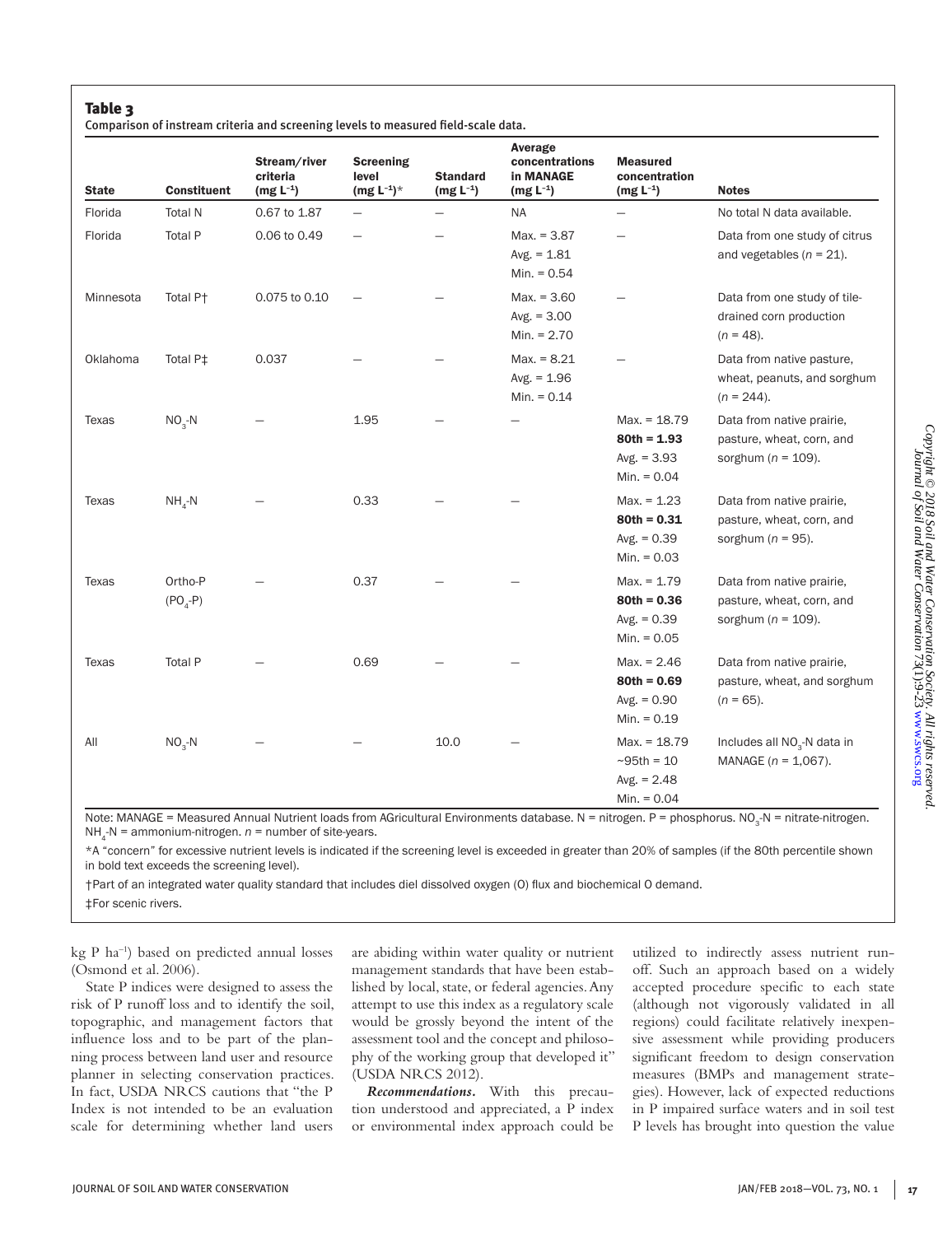**Table 3**

Comparison of instream criteria and screening levels to measured field-scale data.

| State | Constituent | Stream/river criteria (mg $L^{-1}$) | Screening level (mg $L^{-1}$)* | Standard (mg $L^{-1}$) | Average concentrations in MANAGE (mg $L^{-1}$) | Measured concentration (mg $L^{-1}$) | Notes |
|---|---|---|---|---|---|---|---|
| Florida | Total N | 0.67 to 1.87 | — | — | NA | — | No total N data available. |
| Florida | Total P | 0.06 to 0.49 | — | — | Max. = 3.87<br>Avg. = 1.81<br>Min. = 0.54 | — | Data from one study of citrus and vegetables ($n$ = 21). |
| Minnesota | Total P† | 0.075 to 0.10 | — | — | Max. = 3.60<br>Avg. = 3.00<br>Min. = 2.70 | — | Data from one study of tile-drained corn production ($n$ = 48). |
| Oklahoma | Total P‡ | 0.037 | — | — | Max. = 8.21<br>Avg. = 1.96<br>Min. = 0.14 | — | Data from native pasture, wheat, peanuts, and sorghum ($n$ = 244). |
| Texas | $NO_3$-N | — | 1.95 | — | — | Max. = 18.79<br>**80th = 1.93**<br>Avg. = 3.93<br>Min. = 0.04 | Data from native prairie, pasture, wheat, corn, and sorghum ($n$ = 109). |
| Texas | $NH_4$-N | — | 0.33 | — | — | Max. = 1.23<br>**80th = 0.31**<br>Avg. = 0.39<br>Min. = 0.03 | Data from native prairie, pasture, wheat, corn, and sorghum ($n$ = 95). |
| Texas | Ortho-P ($PO_4$-P) | — | 0.37 | — | — | Max. = 1.79<br>**80th = 0.36**<br>Avg. = 0.39<br>Min. = 0.05 | Data from native prairie, pasture, wheat, corn, and sorghum ($n$ = 109). |
| Texas | Total P | — | 0.69 | — | — | Max. = 2.46<br>**80th = 0.69**<br>Avg. = 0.90<br>Min. = 0.19 | Data from native prairie, pasture, wheat, and sorghum ($n$ = 65). |
| All | $NO_3$-N | — | — | 10.0 | — | Max. = 18.79<br>~95th = 10<br>Avg. = 2.48<br>Min. = 0.04 | Includes all $NO_3$-N data in MANAGE ($n$ = 1,067). |

Note: MANAGE = Measured Annual Nutrient loads from AGricultural Environments database. N = nitrogen. P = phosphorus. $NO_3$-N = nitrate-nitrogen. $NH_4$-N = ammonium-nitrogen. $n$ = number of site-years.

*A "concern" for excessive nutrient levels is indicated if the screening level is exceeded in greater than 20% of samples (if the 80th percentile shown in bold text exceeds the screening level).

†Part of an integrated water quality standard that includes diel dissolved oxygen (O) flux and biochemical O demand.

‡For scenic rivers.

kg P $ha^{-1}$) based on predicted annual losses (Osmond et al. 2006).

State P indices were designed to assess the risk of P runoff loss and to identify the soil, topographic, and management factors that influence loss and to be part of the planning process between land user and resource planner in selecting conservation practices. In fact, USDA NRCS cautions that "the P Index is not intended to be an evaluation scale for determining whether land users are abiding within water quality or nutrient management standards that have been established by local, state, or federal agencies. Any attempt to use this index as a regulatory scale would be grossly beyond the intent of the assessment tool and the concept and philosophy of the working group that developed it" (USDA NRCS 2012).

***Recommendations.*** With this precaution understood and appreciated, a P index or environmental index approach could be utilized to indirectly assess nutrient runoff. Such an approach based on a widely accepted procedure specific to each state (although not vigorously validated in all regions) could facilitate relatively inexpensive assessment while providing producers significant freedom to design conservation measures (BMPs and management strategies). However, lack of expected reductions in P impaired surface waters and in soil test P levels has brought into question the value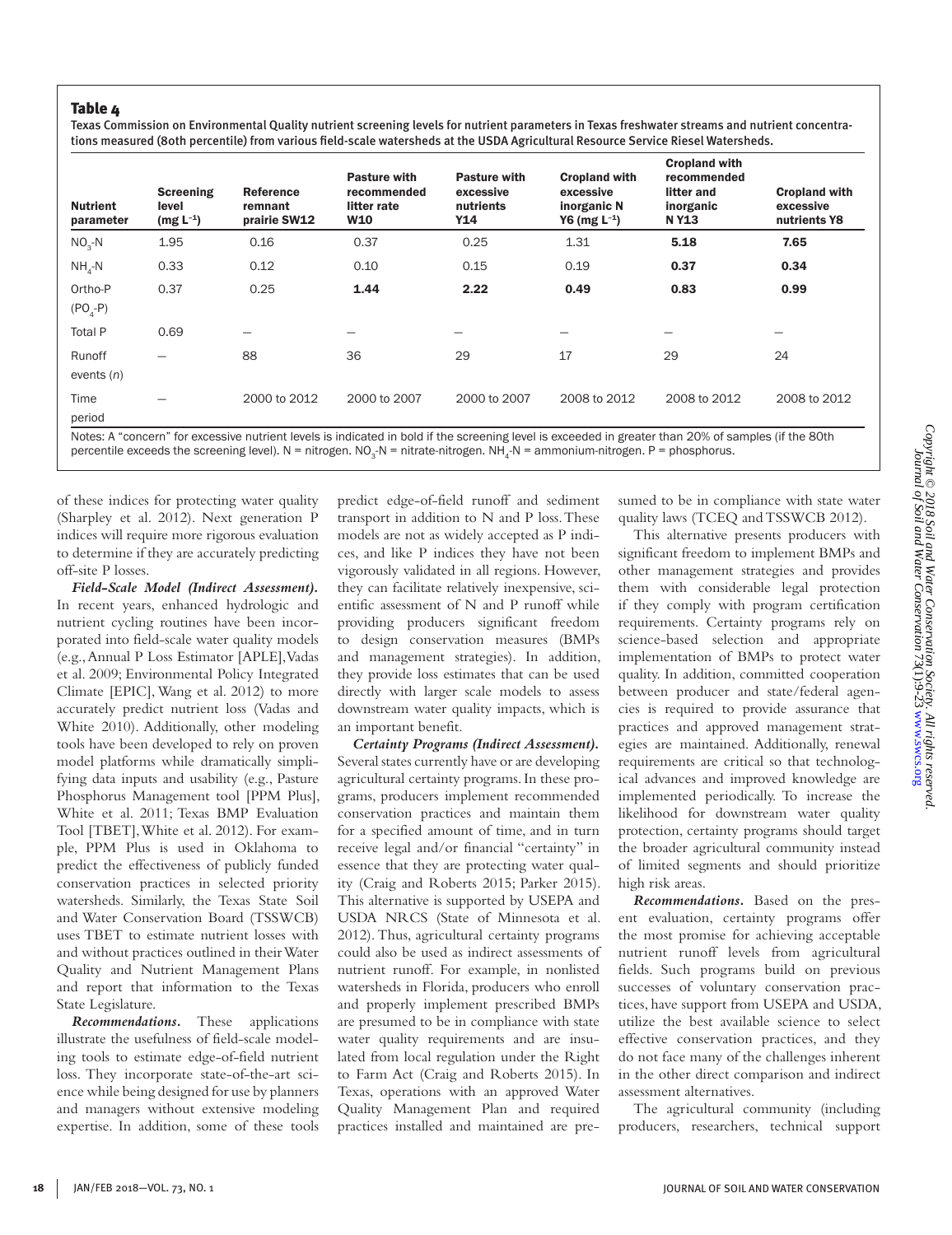**Table 4**

Texas Commission on Environmental Quality nutrient screening levels for nutrient parameters in Texas freshwater streams and nutrient concentrations measured (80th percentile) from various field-scale watersheds at the USDA Agricultural Resource Service Riesel Watersheds.

| Nutrient parameter | Screening level (mg $L^{-1}$) | Reference remnant prairie SW12 | Pasture with recommended litter rate W10 | Pasture with excessive nutrients Y14 | Cropland with excessive inorganic N Y6 (mg $L^{-1}$) | Cropland with recommended litter and inorganic N Y13 | Cropland with excessive nutrients Y8 |
|---|---|---|---|---|---|---|---|
| $NO_3$-N | 1.95 | 0.16 | 0.37 | 0.25 | 1.31 | **5.18** | **7.65** |
| $NH_4$-N | 0.33 | 0.12 | 0.10 | 0.15 | 0.19 | **0.37** | **0.34** |
| Ortho-P ($PO_4$-P) | 0.37 | 0.25 | **1.44** | **2.22** | **0.49** | **0.83** | **0.99** |
| Total P | 0.69 | — | — | — | — | — | — |
| Runoff events (*n*) | — | 88 | 36 | 29 | 17 | 29 | 24 |
| Time period | — | 2000 to 2012 | 2000 to 2007 | 2000 to 2007 | 2008 to 2012 | 2008 to 2012 | 2008 to 2012 |

Notes: A "concern" for excessive nutrient levels is indicated in bold if the screening level is exceeded in greater than 20% of samples (if the 80th percentile exceeds the screening level). N = nitrogen. $NO_3$-N = nitrate-nitrogen. $NH_4$-N = ammonium-nitrogen. P = phosphorus.

of these indices for protecting water quality (Sharpley et al. 2012). Next generation P indices will require more rigorous evaluation to determine if they are accurately predicting off-site P losses.

***Field-Scale Model (Indirect Assessment).*** In recent years, enhanced hydrologic and nutrient cycling routines have been incorporated into field-scale water quality models (e.g., Annual P Loss Estimator [APLE], Vadas et al. 2009; Environmental Policy Integrated Climate [EPIC], Wang et al. 2012) to more accurately predict nutrient loss (Vadas and White 2010). Additionally, other modeling tools have been developed to rely on proven model platforms while dramatically simplifying data inputs and usability (e.g., Pasture Phosphorus Management tool [PPM Plus], White et al. 2011; Texas BMP Evaluation Tool [TBET], White et al. 2012). For example, PPM Plus is used in Oklahoma to predict the effectiveness of publicly funded conservation practices in selected priority watersheds. Similarly, the Texas State Soil and Water Conservation Board (TSSWCB) uses TBET to estimate nutrient losses with and without practices outlined in their Water Quality and Nutrient Management Plans and report that information to the Texas State Legislature.

***Recommendations.*** These applications illustrate the usefulness of field-scale modeling tools to estimate edge-of-field nutrient loss. They incorporate state-of-the-art science while being designed for use by planners and managers without extensive modeling expertise. In addition, some of these tools predict edge-of-field runoff and sediment transport in addition to N and P loss. These models are not as widely accepted as P indices, and like P indices they have not been vigorously validated in all regions. However, they can facilitate relatively inexpensive, scientific assessment of N and P runoff while providing producers significant freedom to design conservation measures (BMPs and management strategies). In addition, they provide loss estimates that can be used directly with larger scale models to assess downstream water quality impacts, which is an important benefit.

***Certainty Programs (Indirect Assessment).*** Several states currently have or are developing agricultural certainty programs. In these programs, producers implement recommended conservation practices and maintain them for a specified amount of time, and in turn receive legal and/or financial "certainty" in essence that they are protecting water quality (Craig and Roberts 2015; Parker 2015). This alternative is supported by USEPA and USDA NRCS (State of Minnesota et al. 2012). Thus, agricultural certainty programs could also be used as indirect assessments of nutrient runoff. For example, in nonlisted watersheds in Florida, producers who enroll and properly implement prescribed BMPs are presumed to be in compliance with state water quality requirements and are insulated from local regulation under the Right to Farm Act (Craig and Roberts 2015). In Texas, operations with an approved Water Quality Management Plan and required practices installed and maintained are presumed to be in compliance with state water quality laws (TCEQ and TSSWCB 2012).

This alternative presents producers with significant freedom to implement BMPs and other management strategies and provides them with considerable legal protection if they comply with program certification requirements. Certainty programs rely on science-based selection and appropriate implementation of BMPs to protect water quality. In addition, committed cooperation between producer and state/federal agencies is required to provide assurance that practices and approved management strategies are maintained. Additionally, renewal requirements are critical so that technological advances and improved knowledge are implemented periodically. To increase the likelihood for downstream water quality protection, certainty programs should target the broader agricultural community instead of limited segments and should prioritize high risk areas.

***Recommendations.*** Based on the present evaluation, certainty programs offer the most promise for achieving acceptable nutrient runoff levels from agricultural fields. Such programs build on previous successes of voluntary conservation practices, have support from USEPA and USDA, utilize the best available science to select effective conservation practices, and they do not face many of the challenges inherent in the other direct comparison and indirect assessment alternatives.

The agricultural community (including producers, researchers, technical support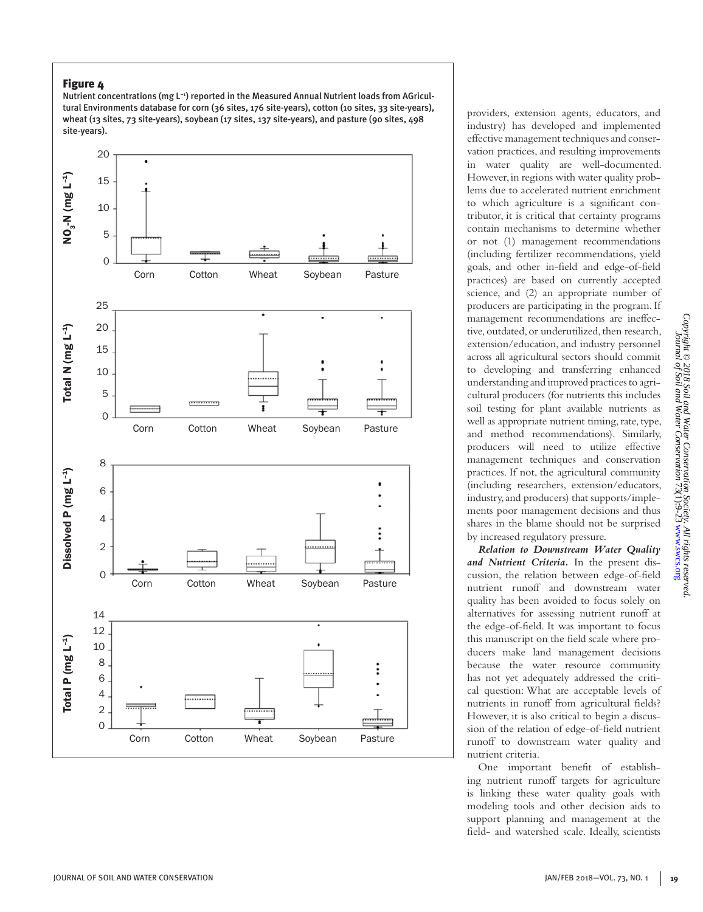**Figure 4**

Nutrient concentrations (mg L⁻¹) reported in the Measured Annual Nutrient loads from AGricultural Environments database for corn (36 sites, 176 site-years), cotton (10 sites, 33 site-years), wheat (13 sites, 73 site-years), soybean (17 sites, 137 site-years), and pasture (90 sites, 498 site-years).

providers, extension agents, educators, and industry) has developed and implemented effective management techniques and conservation practices, and resulting improvements in water quality are well-documented. However, in regions with water quality problems due to accelerated nutrient enrichment to which agriculture is a significant contributor, it is critical that certainty programs contain mechanisms to determine whether or not (1) management recommendations (including fertilizer recommendations, yield goals, and other in-field and edge-of-field practices) are based on currently accepted science, and (2) an appropriate number of producers are participating in the program. If management recommendations are ineffective, outdated, or underutilized, then research, extension/education, and industry personnel across all agricultural sectors should commit to developing and transferring enhanced understanding and improved practices to agricultural producers (for nutrients this includes soil testing for plant available nutrients as well as appropriate nutrient timing, rate, type, and method recommendations). Similarly, producers will need to utilize effective management techniques and conservation practices. If not, the agricultural community (including researchers, extension/educators, industry, and producers) that supports/implements poor management decisions and thus shares in the blame should not be surprised by increased regulatory pressure.

***Relation to Downstream Water Quality and Nutrient Criteria.*** In the present discussion, the relation between edge-of-field nutrient runoff and downstream water quality has been avoided to focus solely on alternatives for assessing nutrient runoff at the edge-of-field. It was important to focus this manuscript on the field scale where producers make land management decisions because the water resource community has not yet adequately addressed the critical question: What are acceptable levels of nutrients in runoff from agricultural fields? However, it is also critical to begin a discussion of the relation of edge-of-field nutrient runoff to downstream water quality and nutrient criteria.

One important benefit of establishing nutrient runoff targets for agriculture is linking these water quality goals with modeling tools and other decision aids to support planning and management at the field- and watershed scale. Ideally, scientists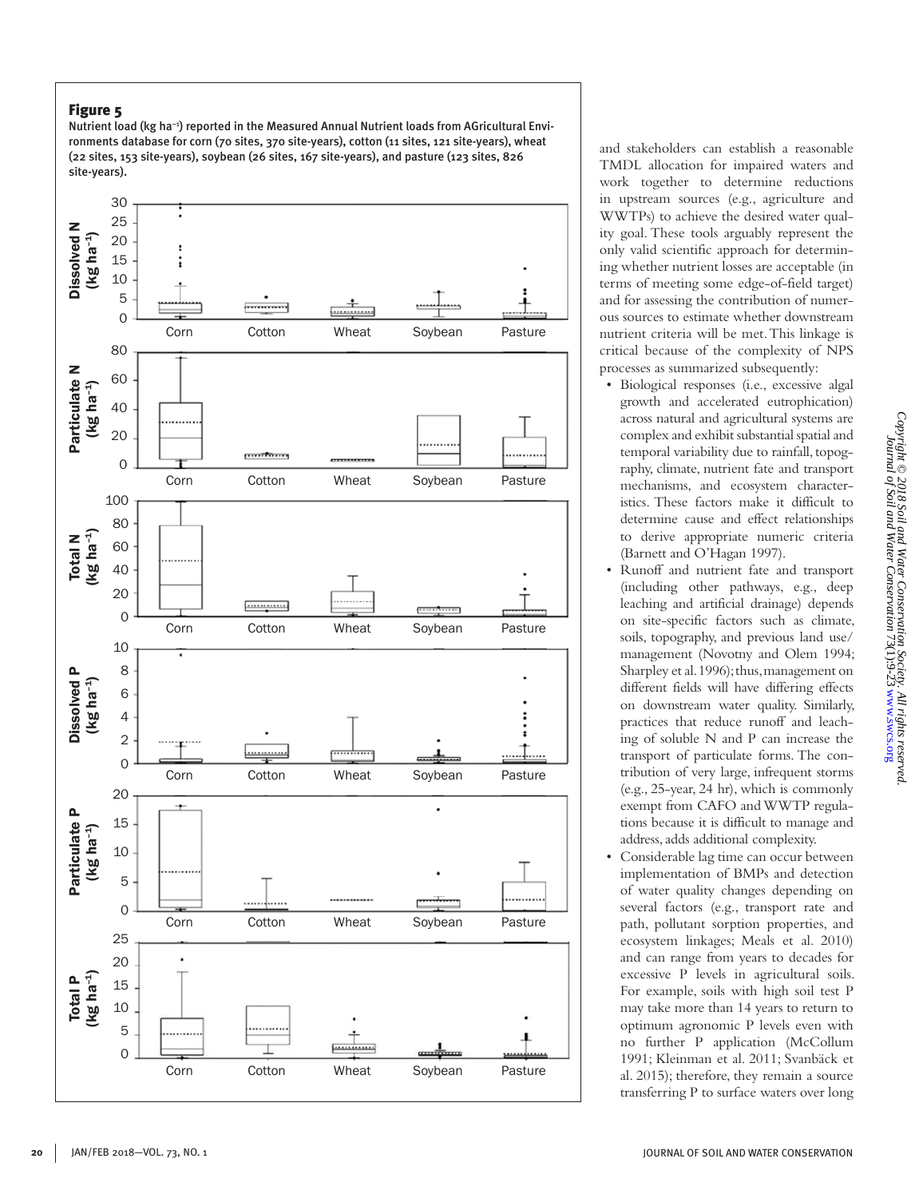**Figure 5**

Nutrient load (kg ha$^{-1}$) reported in the Measured Annual Nutrient loads from AGricultural Environments database for corn (70 sites, 370 site-years), cotton (11 sites, 121 site-years), wheat (22 sites, 153 site-years), soybean (26 sites, 167 site-years), and pasture (123 sites, 826 site-years).

and stakeholders can establish a reasonable TMDL allocation for impaired waters and work together to determine reductions in upstream sources (e.g., agriculture and WWTPs) to achieve the desired water quality goal. These tools arguably represent the only valid scientific approach for determining whether nutrient losses are acceptable (in terms of meeting some edge-of-field target) and for assessing the contribution of numerous sources to estimate whether downstream nutrient criteria will be met. This linkage is critical because of the complexity of NPS processes as summarized subsequently:

- Biological responses (i.e., excessive algal growth and accelerated eutrophication) across natural and agricultural systems are complex and exhibit substantial spatial and temporal variability due to rainfall, topography, climate, nutrient fate and transport mechanisms, and ecosystem characteristics. These factors make it difficult to determine cause and effect relationships to derive appropriate numeric criteria (Barnett and O'Hagan 1997).
- Runoff and nutrient fate and transport (including other pathways, e.g., deep leaching and artificial drainage) depends on site-specific factors such as climate, soils, topography, and previous land use/management (Novotny and Olem 1994; Sharpley et al. 1996); thus, management on different fields will have differing effects on downstream water quality. Similarly, practices that reduce runoff and leaching of soluble N and P can increase the transport of particulate forms. The contribution of very large, infrequent storms (e.g., 25-year, 24 hr), which is commonly exempt from CAFO and WWTP regulations because it is difficult to manage and address, adds additional complexity.
- Considerable lag time can occur between implementation of BMPs and detection of water quality changes depending on several factors (e.g., transport rate and path, pollutant sorption properties, and ecosystem linkages; Meals et al. 2010) and can range from years to decades for excessive P levels in agricultural soils. For example, soils with high soil test P may take more than 14 years to return to optimum agronomic P levels even with no further P application (McCollum 1991; Kleinman et al. 2011; Svanbäck et al. 2015); therefore, they remain a source transferring P to surface waters over long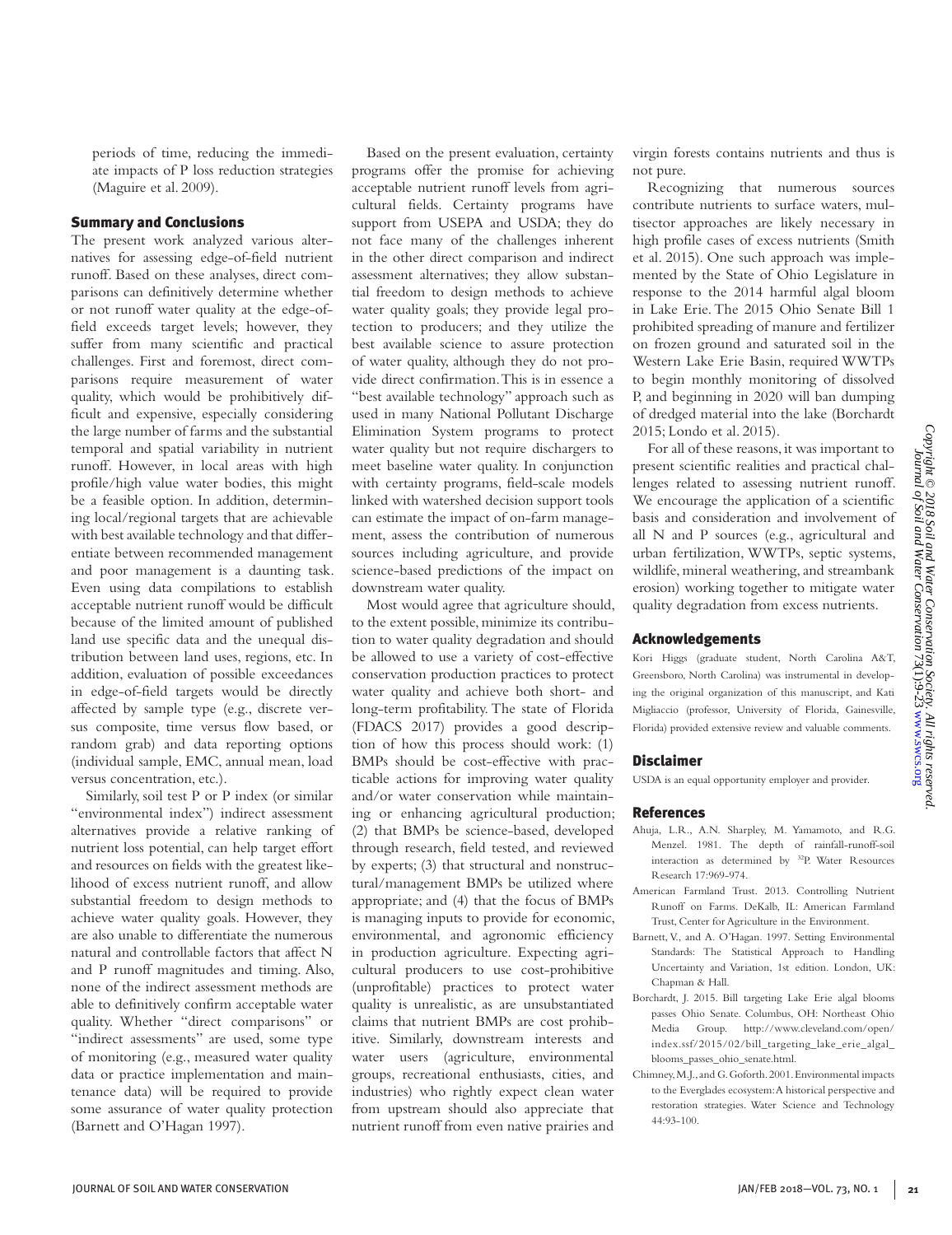periods of time, reducing the immediate impacts of P loss reduction strategies (Maguire et al. 2009).

## Summary and Conclusions

The present work analyzed various alternatives for assessing edge-of-field nutrient runoff. Based on these analyses, direct comparisons can definitively determine whether or not runoff water quality at the edge-of-field exceeds target levels; however, they suffer from many scientific and practical challenges. First and foremost, direct comparisons require measurement of water quality, which would be prohibitively difficult and expensive, especially considering the large number of farms and the substantial temporal and spatial variability in nutrient runoff. However, in local areas with high profile/high value water bodies, this might be a feasible option. In addition, determining local/regional targets that are achievable with best available technology and that differentiate between recommended management and poor management is a daunting task. Even using data compilations to establish acceptable nutrient runoff would be difficult because of the limited amount of published land use specific data and the unequal distribution between land uses, regions, etc. In addition, evaluation of possible exceedances in edge-of-field targets would be directly affected by sample type (e.g., discrete versus composite, time versus flow based, or random grab) and data reporting options (individual sample, EMC, annual mean, load versus concentration, etc.).

Similarly, soil test P or P index (or similar "environmental index") indirect assessment alternatives provide a relative ranking of nutrient loss potential, can help target effort and resources on fields with the greatest likelihood of excess nutrient runoff, and allow substantial freedom to design methods to achieve water quality goals. However, they are also unable to differentiate the numerous natural and controllable factors that affect N and P runoff magnitudes and timing. Also, none of the indirect assessment methods are able to definitively confirm acceptable water quality. Whether "direct comparisons" or "indirect assessments" are used, some type of monitoring (e.g., measured water quality data or practice implementation and maintenance data) will be required to provide some assurance of water quality protection (Barnett and O'Hagan 1997).

Based on the present evaluation, certainty programs offer the promise for achieving acceptable nutrient runoff levels from agricultural fields. Certainty programs have support from USEPA and USDA; they do not face many of the challenges inherent in the other direct comparison and indirect assessment alternatives; they allow substantial freedom to design methods to achieve water quality goals; they provide legal protection to producers; and they utilize the best available science to assure protection of water quality, although they do not provide direct confirmation. This is in essence a "best available technology" approach such as used in many National Pollutant Discharge Elimination System programs to protect water quality but not require dischargers to meet baseline water quality. In conjunction with certainty programs, field-scale models linked with watershed decision support tools can estimate the impact of on-farm management, assess the contribution of numerous sources including agriculture, and provide science-based predictions of the impact on downstream water quality.

Most would agree that agriculture should, to the extent possible, minimize its contribution to water quality degradation and should be allowed to use a variety of cost-effective conservation production practices to protect water quality and achieve both short- and long-term profitability. The state of Florida (FDACS 2017) provides a good description of how this process should work: (1) BMPs should be cost-effective with practicable actions for improving water quality and/or water conservation while maintaining or enhancing agricultural production; (2) that BMPs be science-based, developed through research, field tested, and reviewed by experts; (3) that structural and nonstructural/management BMPs be utilized where appropriate; and (4) that the focus of BMPs is managing inputs to provide for economic, environmental, and agronomic efficiency in production agriculture. Expecting agricultural producers to use cost-prohibitive (unprofitable) practices to protect water quality is unrealistic, as are unsubstantiated claims that nutrient BMPs are cost prohibitive. Similarly, downstream interests and water users (agriculture, environmental groups, recreational enthusiasts, cities, and industries) who rightly expect clean water from upstream should also appreciate that nutrient runoff from even native prairies and virgin forests contains nutrients and thus is not pure.

Recognizing that numerous sources contribute nutrients to surface waters, multisector approaches are likely necessary in high profile cases of excess nutrients (Smith et al. 2015). One such approach was implemented by the State of Ohio Legislature in response to the 2014 harmful algal bloom in Lake Erie. The 2015 Ohio Senate Bill 1 prohibited spreading of manure and fertilizer on frozen ground and saturated soil in the Western Lake Erie Basin, required WWTPs to begin monthly monitoring of dissolved P, and beginning in 2020 will ban dumping of dredged material into the lake (Borchardt 2015; Londo et al. 2015).

For all of these reasons, it was important to present scientific realities and practical challenges related to assessing nutrient runoff. We encourage the application of a scientific basis and consideration and involvement of all N and P sources (e.g., agricultural and urban fertilization, WWTPs, septic systems, wildlife, mineral weathering, and streambank erosion) working together to mitigate water quality degradation from excess nutrients.

## Acknowledgements

Kori Higgs (graduate student, North Carolina A&T, Greensboro, North Carolina) was instrumental in developing the original organization of this manuscript, and Kati Migliaccio (professor, University of Florida, Gainesville, Florida) provided extensive review and valuable comments.

## Disclaimer

USDA is an equal opportunity employer and provider.

## References

Ahuja, L.R., A.N. Sharpley, M. Yamamoto, and R.G. Menzel. 1981. The depth of rainfall-runoff-soil interaction as determined by $^{32}$P. Water Resources Research 17:969-974.

American Farmland Trust. 2013. Controlling Nutrient Runoff on Farms. DeKalb, IL: American Farmland Trust, Center for Agriculture in the Environment.

Barnett, V., and A. O'Hagan. 1997. Setting Environmental Standards: The Statistical Approach to Handling Uncertainty and Variation, 1st edition. London, UK: Chapman & Hall.

Borchardt, J. 2015. Bill targeting Lake Erie algal blooms passes Ohio Senate. Columbus, OH: Northeast Ohio Media Group. http://www.cleveland.com/open/index.ssf/2015/02/bill_targeting_lake_erie_algal_blooms_passes_ohio_senate.html.

Chimney, M.J., and G. Goforth. 2001. Environmental impacts to the Everglades ecosystem: A historical perspective and restoration strategies. Water Science and Technology 44:93-100.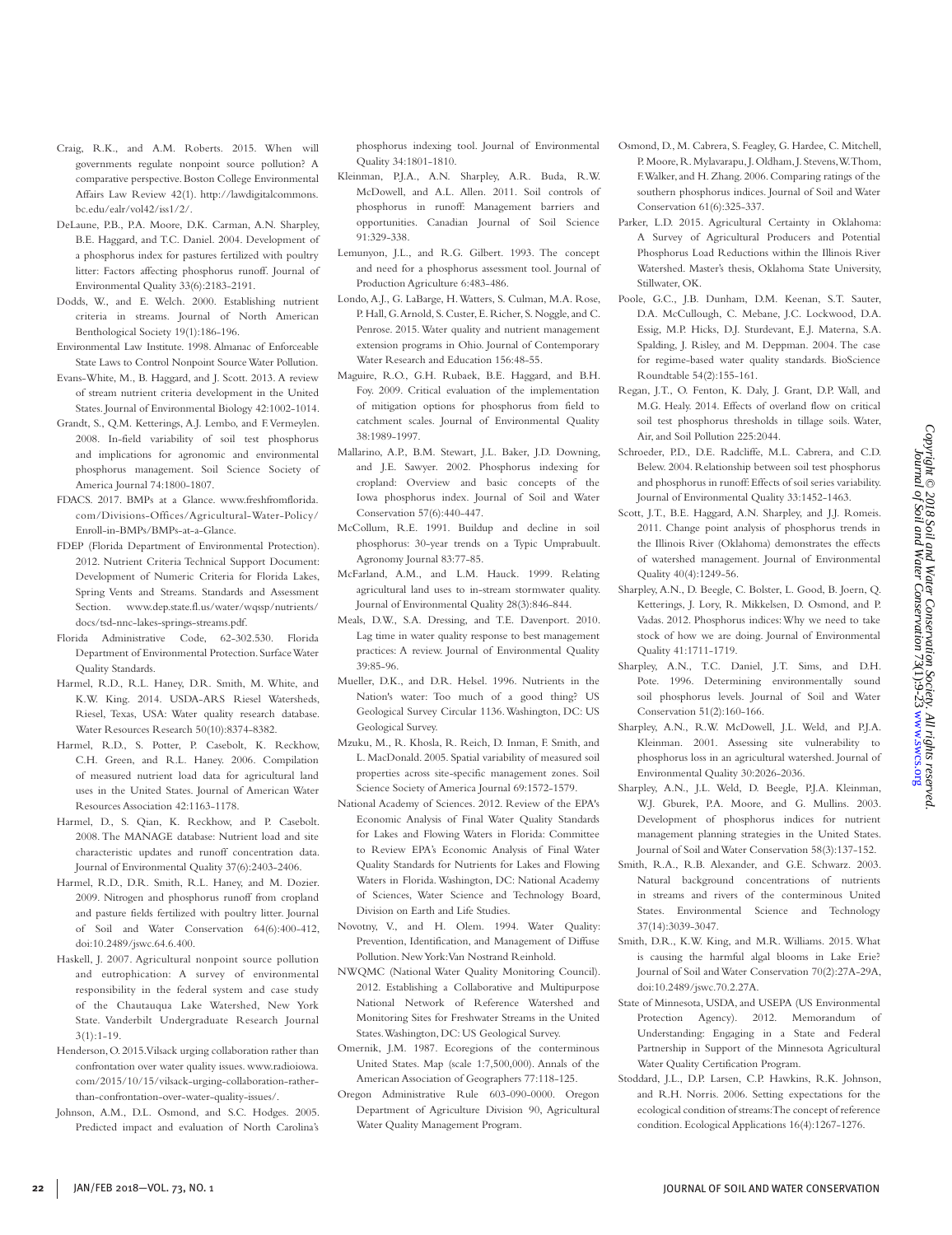Craig, R.K., and A.M. Roberts. 2015. When will governments regulate nonpoint source pollution? A comparative perspective. Boston College Environmental Affairs Law Review 42(1). http://lawdigitalcommons.bc.edu/ealr/vol42/iss1/2/.

DeLaune, P.B., P.A. Moore, D.K. Carman, A.N. Sharpley, B.E. Haggard, and T.C. Daniel. 2004. Development of a phosphorus index for pastures fertilized with poultry litter: Factors affecting phosphorus runoff. Journal of Environmental Quality 33(6):2183-2191.

Dodds, W., and E. Welch. 2000. Establishing nutrient criteria in streams. Journal of North American Benthological Society 19(1):186-196.

Environmental Law Institute. 1998. Almanac of Enforceable State Laws to Control Nonpoint Source Water Pollution.

Evans-White, M., B. Haggard, and J. Scott. 2013. A review of stream nutrient criteria development in the United States. Journal of Environmental Biology 42:1002-1014.

Grandt, S., Q.M. Ketterings, A.J. Lembo, and F. Vermeylen. 2008. In-field variability of soil test phosphorus and implications for agronomic and environmental phosphorus management. Soil Science Society of America Journal 74:1800-1807.

FDACS. 2017. BMPs at a Glance. www.freshfromflorida.com/Divisions-Offices/Agricultural-Water-Policy/Enroll-in-BMPs/BMPs-at-a-Glance.

FDEP (Florida Department of Environmental Protection). 2012. Nutrient Criteria Technical Support Document: Development of Numeric Criteria for Florida Lakes, Spring Vents and Streams. Standards and Assessment Section. www.dep.state.fl.us/water/wqssp/nutrients/docs/tsd-nnc-lakes-springs-streams.pdf.

Florida Administrative Code, 62-302.530. Florida Department of Environmental Protection. Surface Water Quality Standards.

Harmel, R.D., R.L. Haney, D.R. Smith, M. White, and K.W. King. 2014. USDA-ARS Riesel Watersheds, Riesel, Texas, USA: Water quality research database. Water Resources Research 50(10):8374-8382.

Harmel, R.D., S. Potter, P. Casebolt, K. Reckhow, C.H. Green, and R.L. Haney. 2006. Compilation of measured nutrient load data for agricultural land uses in the United States. Journal of American Water Resources Association 42:1163-1178.

Harmel, D., S. Qian, K. Reckhow, and P. Casebolt. 2008. The MANAGE database: Nutrient load and site characteristic updates and runoff concentration data. Journal of Environmental Quality 37(6):2403-2406.

Harmel, R.D., D.R. Smith, R.L. Haney, and M. Dozier. 2009. Nitrogen and phosphorus runoff from cropland and pasture fields fertilized with poultry litter. Journal of Soil and Water Conservation 64(6):400-412, doi:10.2489/jswc.64.6.400.

Haskell, J. 2007. Agricultural nonpoint source pollution and eutrophication: A survey of environmental responsibility in the federal system and case study of the Chautauqua Lake Watershed, New York State. Vanderbilt Undergraduate Research Journal 3(1):1-19.

Henderson, O. 2015. Vilsack urging collaboration rather than confrontation over water quality issues. www.radioiowa.com/2015/10/15/vilsack-urging-collaboration-rather-than-confrontation-over-water-quality-issues/.

Johnson, A.M., D.L. Osmond, and S.C. Hodges. 2005. Predicted impact and evaluation of North Carolina's phosphorus indexing tool. Journal of Environmental Quality 34:1801-1810.

Kleinman, P.J.A., A.N. Sharpley, A.R. Buda, R.W. McDowell, and A.L. Allen. 2011. Soil controls of phosphorus in runoff: Management barriers and opportunities. Canadian Journal of Soil Science 91:329-338.

Lemunyon, J.L., and R.G. Gilbert. 1993. The concept and need for a phosphorus assessment tool. Journal of Production Agriculture 6:483-486.

Londo, A.J., G. LaBarge, H. Watters, S. Culman, M.A. Rose, P. Hall, G. Arnold, S. Custer, E. Richer, S. Noggle, and C. Penrose. 2015. Water quality and nutrient management extension programs in Ohio. Journal of Contemporary Water Research and Education 156:48-55.

Maguire, R.O., G.H. Rubaek, B.E. Haggard, and B.H. Foy. 2009. Critical evaluation of the implementation of mitigation options for phosphorus from field to catchment scales. Journal of Environmental Quality 38:1989-1997.

Mallarino, A.P., B.M. Stewart, J.L. Baker, J.D. Downing, and J.E. Sawyer. 2002. Phosphorus indexing for cropland: Overview and basic concepts of the Iowa phosphorus index. Journal of Soil and Water Conservation 57(6):440-447.

McCollum, R.E. 1991. Buildup and decline in soil phosphorus: 30-year trends on a Typic Umprabuult. Agronomy Journal 83:77-85.

McFarland, A.M., and L.M. Hauck. 1999. Relating agricultural land uses to in-stream stormwater quality. Journal of Environmental Quality 28(3):846-844.

Meals, D.W., S.A. Dressing, and T.E. Davenport. 2010. Lag time in water quality response to best management practices: A review. Journal of Environmental Quality 39:85-96.

Mueller, D.K., and D.R. Helsel. 1996. Nutrients in the Nation's water: Too much of a good thing? US Geological Survey Circular 1136. Washington, DC: US Geological Survey.

Mzuku, M., R. Khosla, R. Reich, D. Inman, F. Smith, and L. MacDonald. 2005. Spatial variability of measured soil properties across site-specific management zones. Soil Science Society of America Journal 69:1572-1579.

National Academy of Sciences. 2012. Review of the EPA's Economic Analysis of Final Water Quality Standards for Lakes and Flowing Waters in Florida: Committee to Review EPA's Economic Analysis of Final Water Quality Standards for Nutrients for Lakes and Flowing Waters in Florida. Washington, DC: National Academy of Sciences, Water Science and Technology Board, Division on Earth and Life Studies.

Novotny, V., and H. Olem. 1994. Water Quality: Prevention, Identification, and Management of Diffuse Pollution. New York: Van Nostrand Reinhold.

NWQMC (National Water Quality Monitoring Council). 2012. Establishing a Collaborative and Multipurpose National Network of Reference Watershed and Monitoring Sites for Freshwater Streams in the United States. Washington, DC: US Geological Survey.

Omernik, J.M. 1987. Ecoregions of the conterminous United States. Map (scale 1:7,500,000). Annals of the American Association of Geographers 77:118-125.

Oregon Administrative Rule 603-090-0000. Oregon Department of Agriculture Division 90, Agricultural Water Quality Management Program.

Osmond, D., M. Cabrera, S. Feagley, G. Hardee, C. Mitchell, P. Moore, R. Mylavarapu, J. Oldham, J. Stevens, W. Thom, F. Walker, and H. Zhang. 2006. Comparing ratings of the southern phosphorus indices. Journal of Soil and Water Conservation 61(6):325-337.

Parker, L.D. 2015. Agricultural Certainty in Oklahoma: A Survey of Agricultural Producers and Potential Phosphorus Load Reductions within the Illinois River Watershed. Master's thesis, Oklahoma State University, Stillwater, OK.

Poole, G.C., J.B. Dunham, D.M. Keenan, S.T. Sauter, D.A. McCullough, C. Mebane, J.C. Lockwood, D.A. Essig, M.P. Hicks, D.J. Sturdevant, E.J. Materna, S.A. Spalding, J. Risley, and M. Deppman. 2004. The case for regime-based water quality standards. BioScience Roundtable 54(2):155-161.

Regan, J.T., O. Fenton, K. Daly, J. Grant, D.P. Wall, and M.G. Healy. 2014. Effects of overland flow on critical soil test phosphorus thresholds in tillage soils. Water, Air, and Soil Pollution 225:2044.

Schroeder, P.D., D.E. Radcliffe, M.L. Cabrera, and C.D. Belew. 2004. Relationship between soil test phosphorus and phosphorus in runoff: Effects of soil series variability. Journal of Environmental Quality 33:1452-1463.

Scott, J.T., B.E. Haggard, A.N. Sharpley, and J.J. Romeis. 2011. Change point analysis of phosphorus trends in the Illinois River (Oklahoma) demonstrates the effects of watershed management. Journal of Environmental Quality 40(4):1249-56.

Sharpley, A.N., D. Beegle, C. Bolster, L. Good, B. Joern, Q. Ketterings, J. Lory, R. Mikkelsen, D. Osmond, and P. Vadas. 2012. Phosphorus indices: Why we need to take stock of how we are doing. Journal of Environmental Quality 41:1711-1719.

Sharpley, A.N., T.C. Daniel, J.T. Sims, and D.H. Pote. 1996. Determining environmentally sound soil phosphorus levels. Journal of Soil and Water Conservation 51(2):160-166.

Sharpley, A.N., R.W. McDowell, J.L. Weld, and P.J.A. Kleinman. 2001. Assessing site vulnerability to phosphorus loss in an agricultural watershed. Journal of Environmental Quality 30:2026-2036.

Sharpley, A.N., J.L. Weld, D. Beegle, P.J.A. Kleinman, W.J. Gburek, P.A. Moore, and G. Mullins. 2003. Development of phosphorus indices for nutrient management planning strategies in the United States. Journal of Soil and Water Conservation 58(3):137-152.

Smith, R.A., R.B. Alexander, and G.E. Schwarz. 2003. Natural background concentrations of nutrients in streams and rivers of the conterminous United States. Environmental Science and Technology 37(14):3039-3047.

Smith, D.R., K.W. King, and M.R. Williams. 2015. What is causing the harmful algal blooms in Lake Erie? Journal of Soil and Water Conservation 70(2):27A-29A, doi:10.2489/jswc.70.2.27A.

State of Minnesota, USDA, and USEPA (US Environmental Protection Agency). 2012. Memorandum of Understanding: Engaging in a State and Federal Partnership in Support of the Minnesota Agricultural Water Quality Certification Program.

Stoddard, J.L., D.P. Larsen, C.P. Hawkins, R.K. Johnson, and R.H. Norris. 2006. Setting expectations for the ecological condition of streams: The concept of reference condition. Ecological Applications 16(4):1267-1276.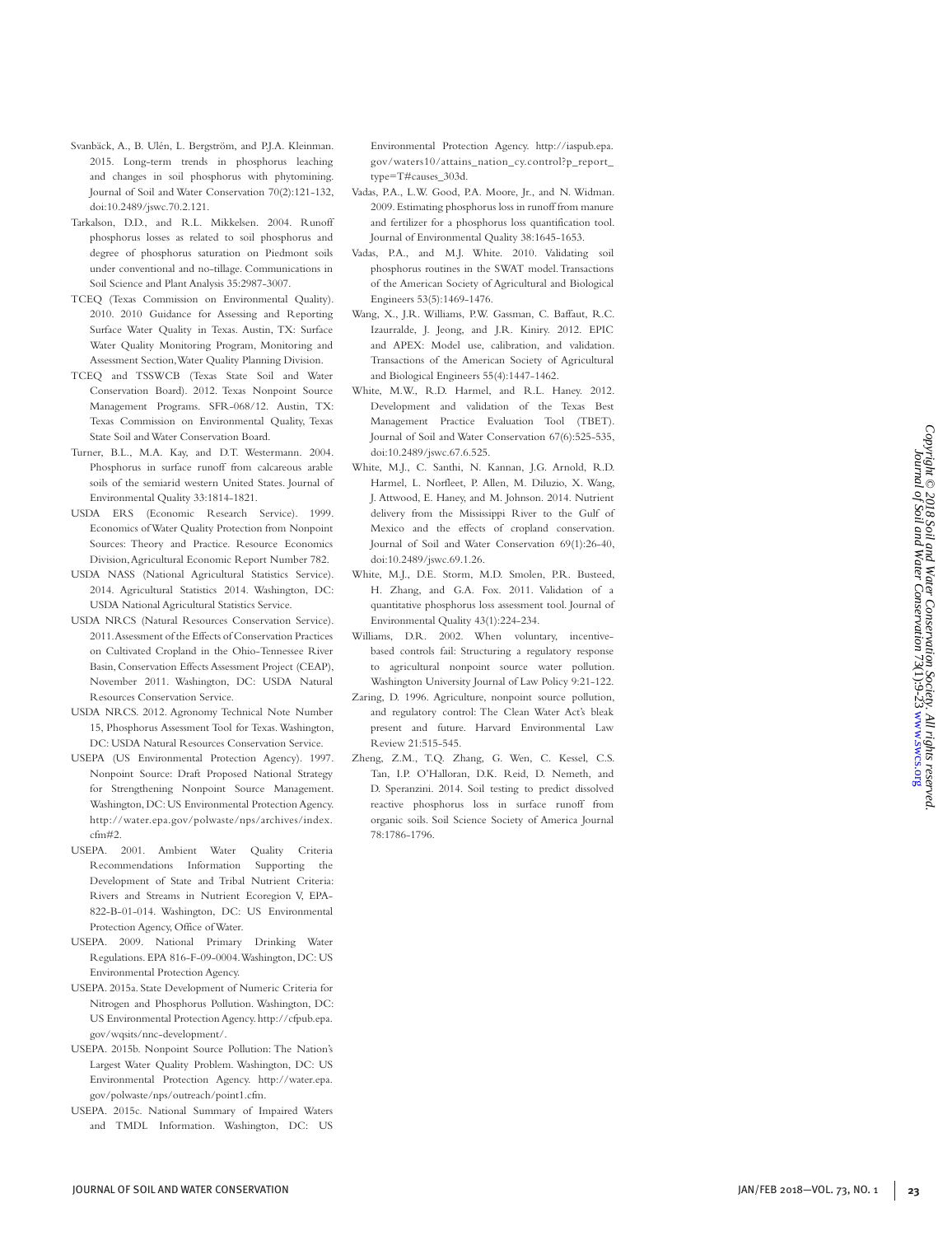Svanbäck, A., B. Ulén, L. Bergström, and P.J.A. Kleinman. 2015. Long-term trends in phosphorus leaching and changes in soil phosphorus with phytomining. Journal of Soil and Water Conservation 70(2):121-132, doi:10.2489/jswc.70.2.121.

Tarkalson, D.D., and R.L. Mikkelsen. 2004. Runoff phosphorus losses as related to soil phosphorus and degree of phosphorus saturation on Piedmont soils under conventional and no-tillage. Communications in Soil Science and Plant Analysis 35:2987-3007.

TCEQ (Texas Commission on Environmental Quality). 2010. 2010 Guidance for Assessing and Reporting Surface Water Quality in Texas. Austin, TX: Surface Water Quality Monitoring Program, Monitoring and Assessment Section, Water Quality Planning Division.

TCEQ and TSSWCB (Texas State Soil and Water Conservation Board). 2012. Texas Nonpoint Source Management Programs. SFR-068/12. Austin, TX: Texas Commission on Environmental Quality, Texas State Soil and Water Conservation Board.

Turner, B.L., M.A. Kay, and D.T. Westermann. 2004. Phosphorus in surface runoff from calcareous arable soils of the semiarid western United States. Journal of Environmental Quality 33:1814-1821.

USDA ERS (Economic Research Service). 1999. Economics of Water Quality Protection from Nonpoint Sources: Theory and Practice. Resource Economics Division, Agricultural Economic Report Number 782.

USDA NASS (National Agricultural Statistics Service). 2014. Agricultural Statistics 2014. Washington, DC: USDA National Agricultural Statistics Service.

USDA NRCS (Natural Resources Conservation Service). 2011. Assessment of the Effects of Conservation Practices on Cultivated Cropland in the Ohio-Tennessee River Basin, Conservation Effects Assessment Project (CEAP), November 2011. Washington, DC: USDA Natural Resources Conservation Service.

USDA NRCS. 2012. Agronomy Technical Note Number 15, Phosphorus Assessment Tool for Texas. Washington, DC: USDA Natural Resources Conservation Service.

USEPA (US Environmental Protection Agency). 1997. Nonpoint Source: Draft Proposed National Strategy for Strengthening Nonpoint Source Management. Washington, DC: US Environmental Protection Agency. http://water.epa.gov/polwaste/nps/archives/index.cfm#2.

USEPA. 2001. Ambient Water Quality Criteria Recommendations Information Supporting the Development of State and Tribal Nutrient Criteria: Rivers and Streams in Nutrient Ecoregion V, EPA-822-B-01-014. Washington, DC: US Environmental Protection Agency, Office of Water.

USEPA. 2009. National Primary Drinking Water Regulations. EPA 816-F-09-0004. Washington, DC: US Environmental Protection Agency.

USEPA. 2015a. State Development of Numeric Criteria for Nitrogen and Phosphorus Pollution. Washington, DC: US Environmental Protection Agency. http://cfpub.epa.gov/wqsits/nnc-development/.

USEPA. 2015b. Nonpoint Source Pollution: The Nation's Largest Water Quality Problem. Washington, DC: US Environmental Protection Agency. http://water.epa.gov/polwaste/nps/outreach/point1.cfm.

USEPA. 2015c. National Summary of Impaired Waters and TMDL Information. Washington, DC: US Environmental Protection Agency. http://iaspub.epa.gov/waters10/attains_nation_cy.control?p_report_type=T#causes_303d.

Vadas, P.A., L.W. Good, P.A. Moore, Jr., and N. Widman. 2009. Estimating phosphorus loss in runoff from manure and fertilizer for a phosphorus loss quantification tool. Journal of Environmental Quality 38:1645-1653.

Vadas, P.A., and M.J. White. 2010. Validating soil phosphorus routines in the SWAT model. Transactions of the American Society of Agricultural and Biological Engineers 53(5):1469-1476.

Wang, X., J.R. Williams, P.W. Gassman, C. Baffaut, R.C. Izaurralde, J. Jeong, and J.R. Kiniry. 2012. EPIC and APEX: Model use, calibration, and validation. Transactions of the American Society of Agricultural and Biological Engineers 55(4):1447-1462.

White, M.W., R.D. Harmel, and R.L. Haney. 2012. Development and validation of the Texas Best Management Practice Evaluation Tool (TBET). Journal of Soil and Water Conservation 67(6):525-535, doi:10.2489/jswc.67.6.525.

White, M.J., C. Santhi, N. Kannan, J.G. Arnold, R.D. Harmel, L. Norfleet, P. Allen, M. Diluzio, X. Wang, J. Attwood, E. Haney, and M. Johnson. 2014. Nutrient delivery from the Mississippi River to the Gulf of Mexico and the effects of cropland conservation. Journal of Soil and Water Conservation 69(1):26-40, doi:10.2489/jswc.69.1.26.

White, M.J., D.E. Storm, M.D. Smolen, P.R. Busteed, H. Zhang, and G.A. Fox. 2011. Validation of a quantitative phosphorus loss assessment tool. Journal of Environmental Quality 43(1):224-234.

Williams, D.R. 2002. When voluntary, incentive-based controls fail: Structuring a regulatory response to agricultural nonpoint source water pollution. Washington University Journal of Law Policy 9:21-122.

Zaring, D. 1996. Agriculture, nonpoint source pollution, and regulatory control: The Clean Water Act's bleak present and future. Harvard Environmental Law Review 21:515-545.

Zheng, Z.M., T.Q. Zhang, G. Wen, C. Kessel, C.S. Tan, I.P. O'Halloran, D.K. Reid, D. Nemeth, and D. Speranzini. 2014. Soil testing to predict dissolved reactive phosphorus loss in surface runoff from organic soils. Soil Science Society of America Journal 78:1786-1796.